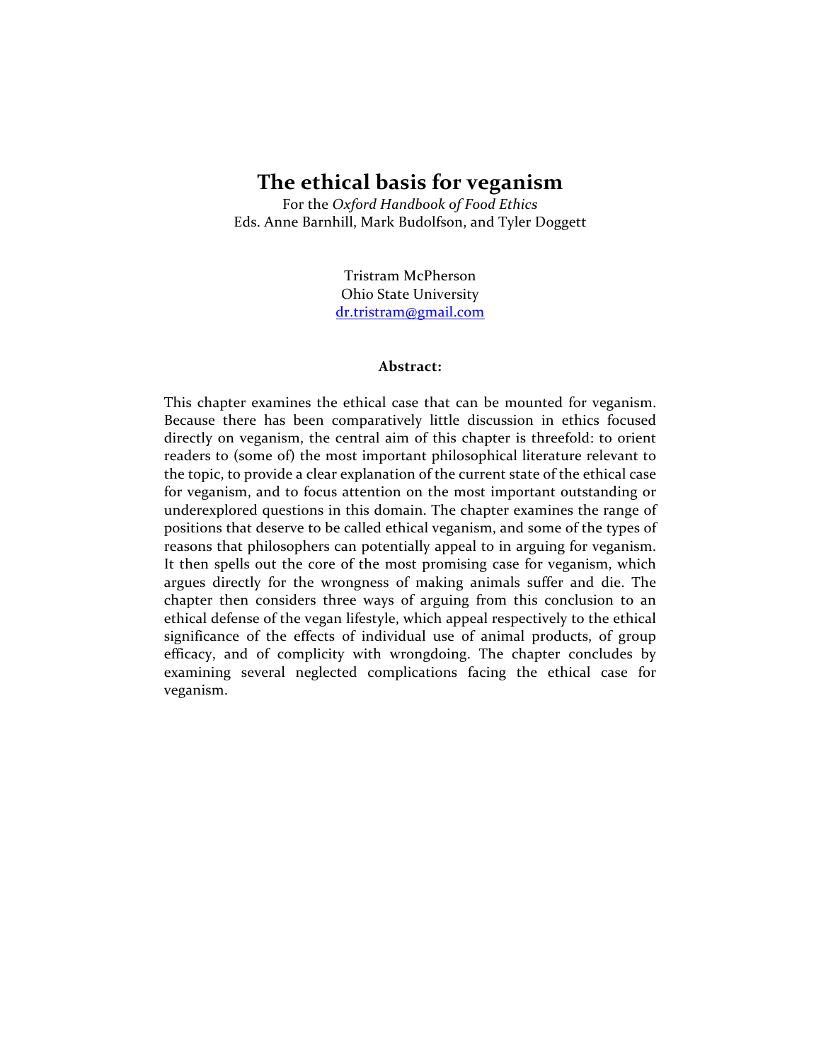# The ethical basis for veganism

For the *Oxford Handbook of Food Ethics*
Eds. Anne Barnhill, Mark Budolfson, and Tyler Doggett

Tristram McPherson
Ohio State University
dr.tristram@gmail.com

**Abstract:**

This chapter examines the ethical case that can be mounted for veganism. Because there has been comparatively little discussion in ethics focused directly on veganism, the central aim of this chapter is threefold: to orient readers to (some of) the most important philosophical literature relevant to the topic, to provide a clear explanation of the current state of the ethical case for veganism, and to focus attention on the most important outstanding or underexplored questions in this domain. The chapter examines the range of positions that deserve to be called ethical veganism, and some of the types of reasons that philosophers can potentially appeal to in arguing for veganism. It then spells out the core of the most promising case for veganism, which argues directly for the wrongness of making animals suffer and die. The chapter then considers three ways of arguing from this conclusion to an ethical defense of the vegan lifestyle, which appeal respectively to the ethical significance of the effects of individual use of animal products, of group efficacy, and of complicity with wrongdoing. The chapter concludes by examining several neglected complications facing the ethical case for veganism.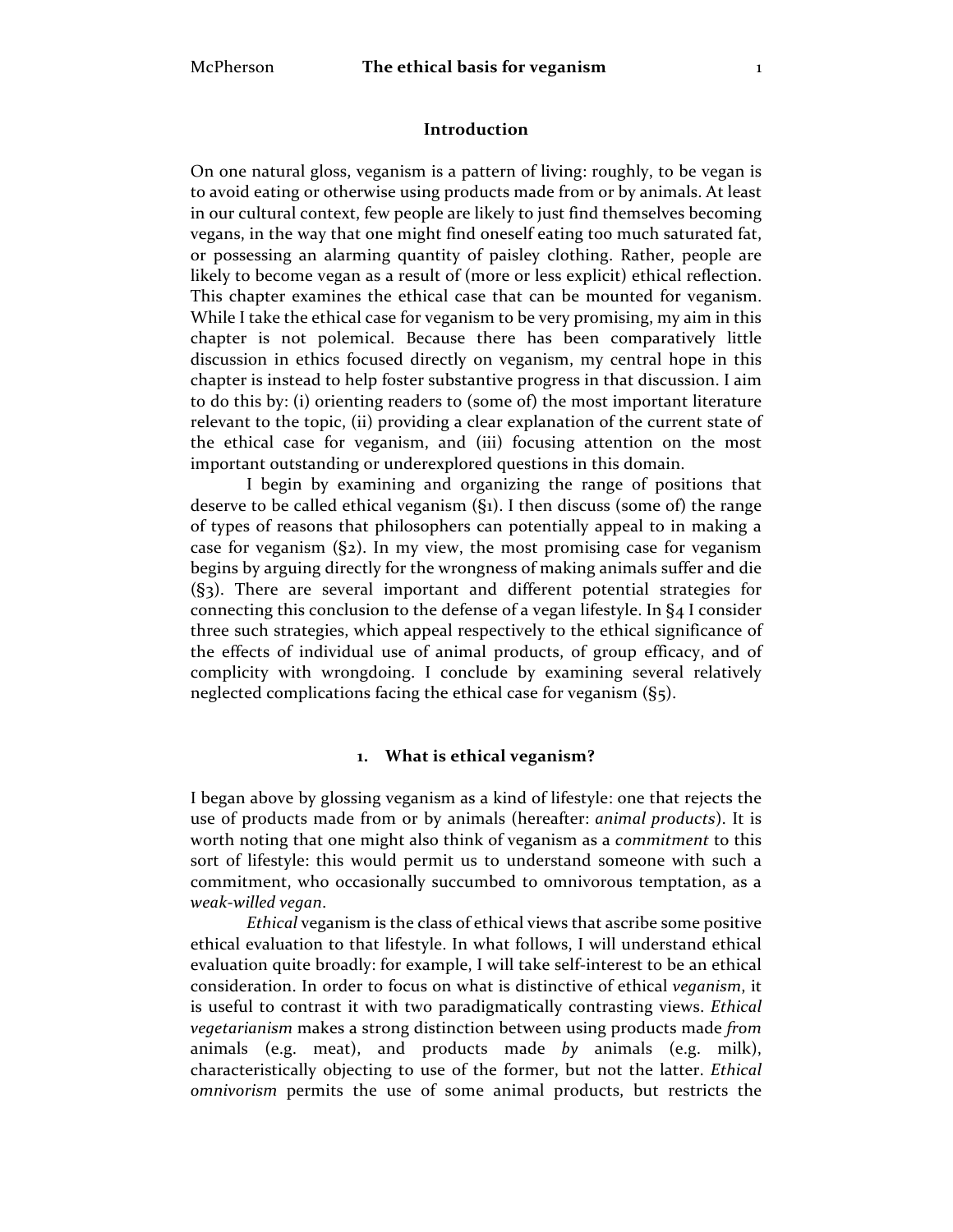## Introduction

On one natural gloss, veganism is a pattern of living: roughly, to be vegan is to avoid eating or otherwise using products made from or by animals. At least in our cultural context, few people are likely to just find themselves becoming vegans, in the way that one might find oneself eating too much saturated fat, or possessing an alarming quantity of paisley clothing. Rather, people are likely to become vegan as a result of (more or less explicit) ethical reflection. This chapter examines the ethical case that can be mounted for veganism. While I take the ethical case for veganism to be very promising, my aim in this chapter is not polemical. Because there has been comparatively little discussion in ethics focused directly on veganism, my central hope in this chapter is instead to help foster substantive progress in that discussion. I aim to do this by: (i) orienting readers to (some of) the most important literature relevant to the topic, (ii) providing a clear explanation of the current state of the ethical case for veganism, and (iii) focusing attention on the most important outstanding or underexplored questions in this domain.

I begin by examining and organizing the range of positions that deserve to be called ethical veganism (§1). I then discuss (some of) the range of types of reasons that philosophers can potentially appeal to in making a case for veganism (§2). In my view, the most promising case for veganism begins by arguing directly for the wrongness of making animals suffer and die (§3). There are several important and different potential strategies for connecting this conclusion to the defense of a vegan lifestyle. In §4 I consider three such strategies, which appeal respectively to the ethical significance of the effects of individual use of animal products, of group efficacy, and of complicity with wrongdoing. I conclude by examining several relatively neglected complications facing the ethical case for veganism (§5).

## 1. What is ethical veganism?

I began above by glossing veganism as a kind of lifestyle: one that rejects the use of products made from or by animals (hereafter: *animal products*). It is worth noting that one might also think of veganism as a *commitment* to this sort of lifestyle: this would permit us to understand someone with such a commitment, who occasionally succumbed to omnivorous temptation, as a *weak-willed vegan*.

*Ethical* veganism is the class of ethical views that ascribe some positive ethical evaluation to that lifestyle. In what follows, I will understand ethical evaluation quite broadly: for example, I will take self-interest to be an ethical consideration. In order to focus on what is distinctive of ethical *veganism*, it is useful to contrast it with two paradigmatically contrasting views. *Ethical vegetarianism* makes a strong distinction between using products made *from* animals (e.g. meat), and products made *by* animals (e.g. milk), characteristically objecting to use of the former, but not the latter. *Ethical omnivorism* permits the use of some animal products, but restricts the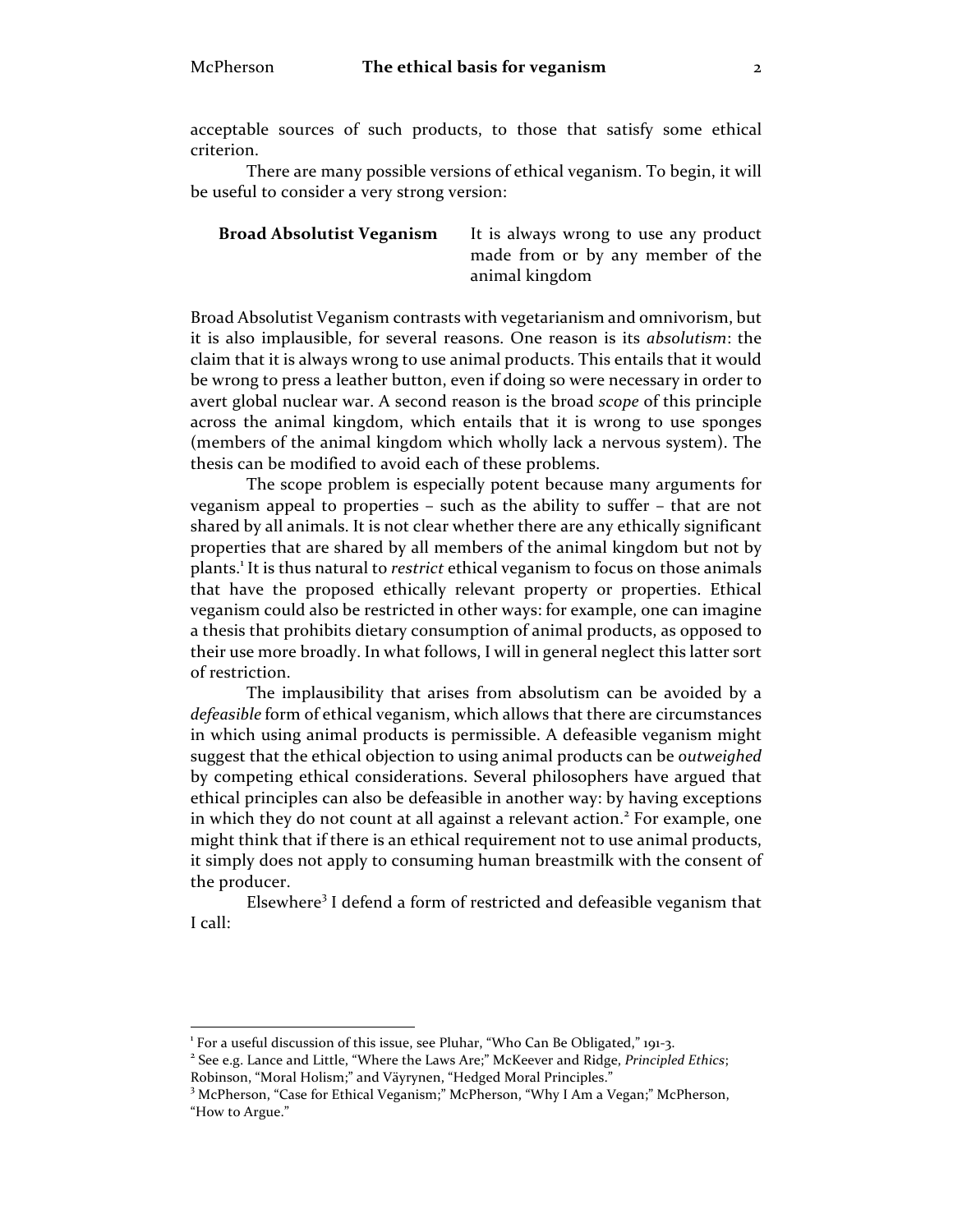acceptable sources of such products, to those that satisfy some ethical criterion.

There are many possible versions of ethical veganism. To begin, it will be useful to consider a very strong version:

> **Broad Absolutist Veganism** It is always wrong to use any product made from or by any member of the animal kingdom

Broad Absolutist Veganism contrasts with vegetarianism and omnivorism, but it is also implausible, for several reasons. One reason is its *absolutism*: the claim that it is always wrong to use animal products. This entails that it would be wrong to press a leather button, even if doing so were necessary in order to avert global nuclear war. A second reason is the broad *scope* of this principle across the animal kingdom, which entails that it is wrong to use sponges (members of the animal kingdom which wholly lack a nervous system). The thesis can be modified to avoid each of these problems.

The scope problem is especially potent because many arguments for veganism appeal to properties – such as the ability to suffer – that are not shared by all animals. It is not clear whether there are any ethically significant properties that are shared by all members of the animal kingdom but not by plants.[1] It is thus natural to *restrict* ethical veganism to focus on those animals that have the proposed ethically relevant property or properties. Ethical veganism could also be restricted in other ways: for example, one can imagine a thesis that prohibits dietary consumption of animal products, as opposed to their use more broadly. In what follows, I will in general neglect this latter sort of restriction.

The implausibility that arises from absolutism can be avoided by a *defeasible* form of ethical veganism, which allows that there are circumstances in which using animal products is permissible. A defeasible veganism might suggest that the ethical objection to using animal products can be *outweighed* by competing ethical considerations. Several philosophers have argued that ethical principles can also be defeasible in another way: by having exceptions in which they do not count at all against a relevant action.[2] For example, one might think that if there is an ethical requirement not to use animal products, it simply does not apply to consuming human breastmilk with the consent of the producer.

Elsewhere[3] I defend a form of restricted and defeasible veganism that I call:

---

[1] For a useful discussion of this issue, see Pluhar, "Who Can Be Obligated," 191-3.

[2] See e.g. Lance and Little, "Where the Laws Are;" McKeever and Ridge, *Principled Ethics*; Robinson, "Moral Holism;" and Väyrynen, "Hedged Moral Principles."

[3] McPherson, "Case for Ethical Veganism;" McPherson, "Why I Am a Vegan;" McPherson, "How to Argue."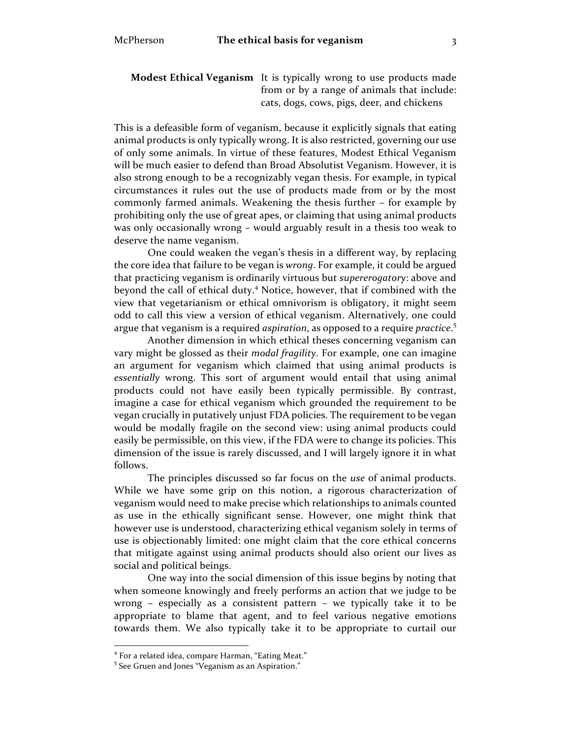**Modest Ethical Veganism** It is typically wrong to use products made from or by a range of animals that include: cats, dogs, cows, pigs, deer, and chickens

This is a defeasible form of veganism, because it explicitly signals that eating animal products is only typically wrong. It is also restricted, governing our use of only some animals. In virtue of these features, Modest Ethical Veganism will be much easier to defend than Broad Absolutist Veganism. However, it is also strong enough to be a recognizably vegan thesis. For example, in typical circumstances it rules out the use of products made from or by the most commonly farmed animals. Weakening the thesis further – for example by prohibiting only the use of great apes, or claiming that using animal products was only occasionally wrong – would arguably result in a thesis too weak to deserve the name veganism.

One could weaken the vegan's thesis in a different way, by replacing the core idea that failure to be vegan is *wrong*. For example, it could be argued that practicing veganism is ordinarily virtuous but *supererogatory*: above and beyond the call of ethical duty.[4] Notice, however, that if combined with the view that vegetarianism or ethical omnivorism is obligatory, it might seem odd to call this view a version of ethical veganism. Alternatively, one could argue that veganism is a required *aspiration*, as opposed to a require *practice*.[5]

Another dimension in which ethical theses concerning veganism can vary might be glossed as their *modal fragility*. For example, one can imagine an argument for veganism which claimed that using animal products is *essentially* wrong. This sort of argument would entail that using animal products could not have easily been typically permissible. By contrast, imagine a case for ethical veganism which grounded the requirement to be vegan crucially in putatively unjust FDA policies. The requirement to be vegan would be modally fragile on the second view: using animal products could easily be permissible, on this view, if the FDA were to change its policies. This dimension of the issue is rarely discussed, and I will largely ignore it in what follows.

The principles discussed so far focus on the *use* of animal products. While we have some grip on this notion, a rigorous characterization of veganism would need to make precise which relationships to animals counted as use in the ethically significant sense. However, one might think that however use is understood, characterizing ethical veganism solely in terms of use is objectionably limited: one might claim that the core ethical concerns that mitigate against using animal products should also orient our lives as social and political beings.

One way into the social dimension of this issue begins by noting that when someone knowingly and freely performs an action that we judge to be wrong – especially as a consistent pattern – we typically take it to be appropriate to blame that agent, and to feel various negative emotions towards them. We also typically take it to be appropriate to curtail our

---

[4] For a related idea, compare Harman, "Eating Meat."

[5] See Gruen and Jones "Veganism as an Aspiration."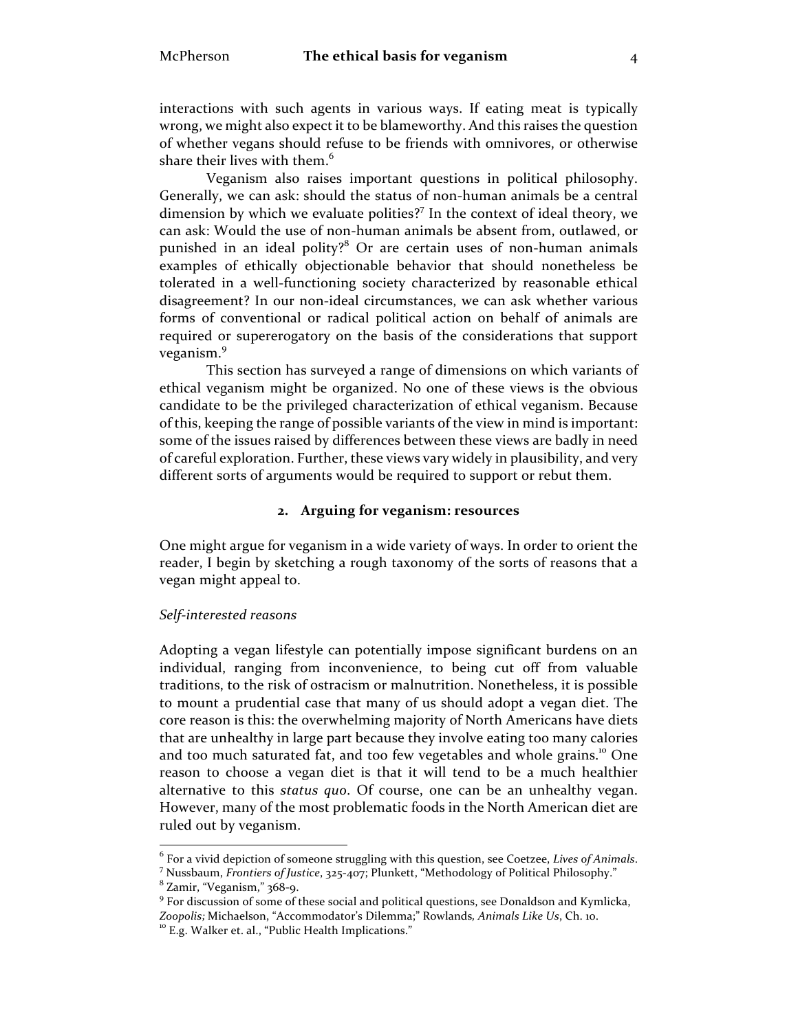interactions with such agents in various ways. If eating meat is typically wrong, we might also expect it to be blameworthy. And this raises the question of whether vegans should refuse to be friends with omnivores, or otherwise share their lives with them.[6]

Veganism also raises important questions in political philosophy. Generally, we can ask: should the status of non-human animals be a central dimension by which we evaluate polities?[7] In the context of ideal theory, we can ask: Would the use of non-human animals be absent from, outlawed, or punished in an ideal polity?[8] Or are certain uses of non-human animals examples of ethically objectionable behavior that should nonetheless be tolerated in a well-functioning society characterized by reasonable ethical disagreement? In our non-ideal circumstances, we can ask whether various forms of conventional or radical political action on behalf of animals are required or supererogatory on the basis of the considerations that support veganism.[9]

This section has surveyed a range of dimensions on which variants of ethical veganism might be organized. No one of these views is the obvious candidate to be the privileged characterization of ethical veganism. Because of this, keeping the range of possible variants of the view in mind is important: some of the issues raised by differences between these views are badly in need of careful exploration. Further, these views vary widely in plausibility, and very different sorts of arguments would be required to support or rebut them.

## 2. Arguing for veganism: resources

One might argue for veganism in a wide variety of ways. In order to orient the reader, I begin by sketching a rough taxonomy of the sorts of reasons that a vegan might appeal to.

*Self-interested reasons*

Adopting a vegan lifestyle can potentially impose significant burdens on an individual, ranging from inconvenience, to being cut off from valuable traditions, to the risk of ostracism or malnutrition. Nonetheless, it is possible to mount a prudential case that many of us should adopt a vegan diet. The core reason is this: the overwhelming majority of North Americans have diets that are unhealthy in large part because they involve eating too many calories and too much saturated fat, and too few vegetables and whole grains.[10] One reason to choose a vegan diet is that it will tend to be a much healthier alternative to this *status quo*. Of course, one can be an unhealthy vegan. However, many of the most problematic foods in the North American diet are ruled out by veganism.

---

[6] For a vivid depiction of someone struggling with this question, see Coetzee, *Lives of Animals*.

[7] Nussbaum, *Frontiers of Justice*, 325-407; Plunkett, "Methodology of Political Philosophy."

[8] Zamir, "Veganism," 368-9.

[9] For discussion of some of these social and political questions, see Donaldson and Kymlicka, *Zoopolis;* Michaelson, "Accommodator's Dilemma;" Rowlands, *Animals Like Us*, Ch. 10.

[10] E.g. Walker et. al., "Public Health Implications."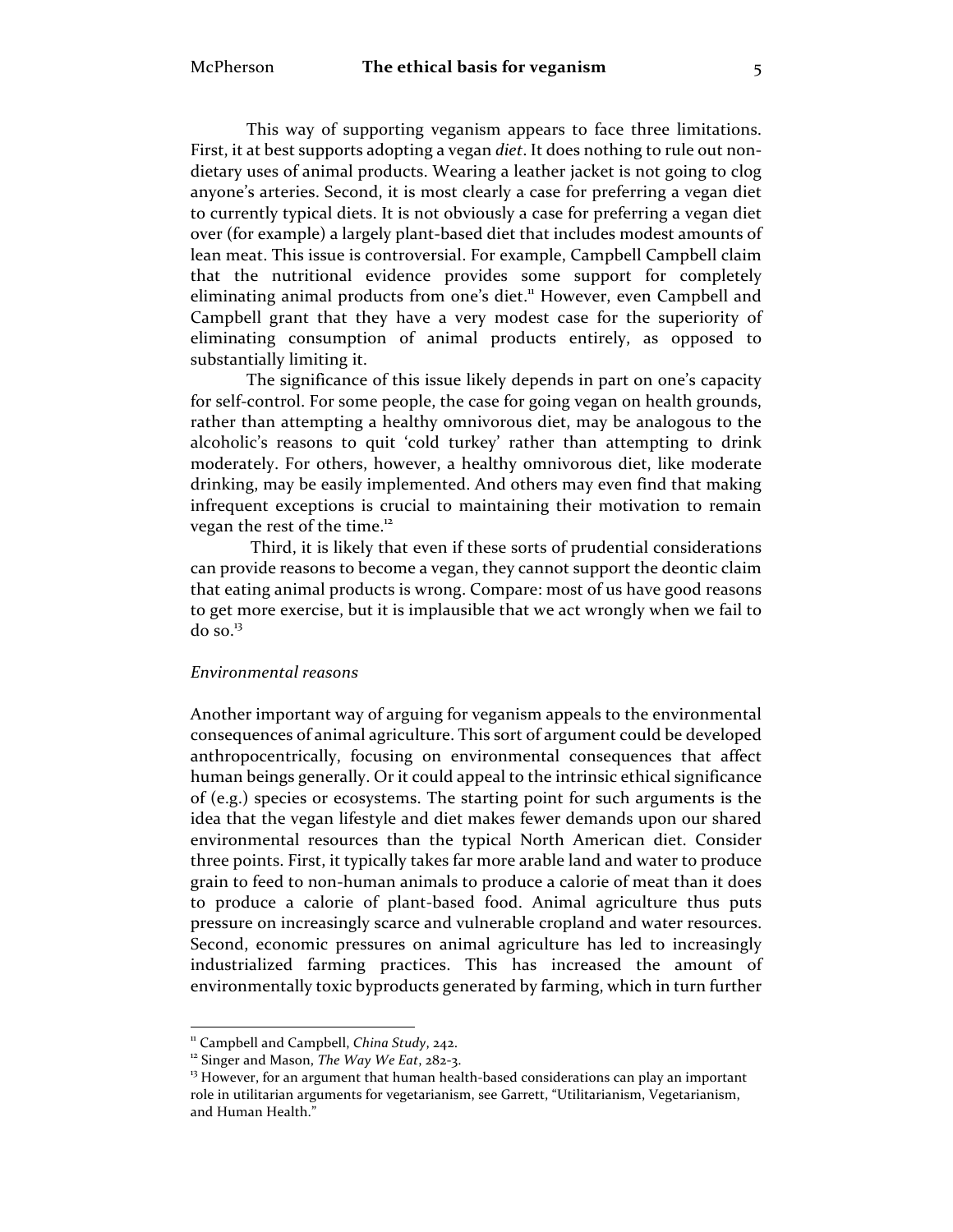This way of supporting veganism appears to face three limitations. First, it at best supports adopting a vegan *diet*. It does nothing to rule out non-dietary uses of animal products. Wearing a leather jacket is not going to clog anyone's arteries. Second, it is most clearly a case for preferring a vegan diet to currently typical diets. It is not obviously a case for preferring a vegan diet over (for example) a largely plant-based diet that includes modest amounts of lean meat. This issue is controversial. For example, Campbell Campbell claim that the nutritional evidence provides some support for completely eliminating animal products from one's diet.[11] However, even Campbell and Campbell grant that they have a very modest case for the superiority of eliminating consumption of animal products entirely, as opposed to substantially limiting it.

The significance of this issue likely depends in part on one's capacity for self-control. For some people, the case for going vegan on health grounds, rather than attempting a healthy omnivorous diet, may be analogous to the alcoholic's reasons to quit 'cold turkey' rather than attempting to drink moderately. For others, however, a healthy omnivorous diet, like moderate drinking, may be easily implemented. And others may even find that making infrequent exceptions is crucial to maintaining their motivation to remain vegan the rest of the time.[12]

Third, it is likely that even if these sorts of prudential considerations can provide reasons to become a vegan, they cannot support the deontic claim that eating animal products is wrong. Compare: most of us have good reasons to get more exercise, but it is implausible that we act wrongly when we fail to do so.[13]

*Environmental reasons*

Another important way of arguing for veganism appeals to the environmental consequences of animal agriculture. This sort of argument could be developed anthropocentrically, focusing on environmental consequences that affect human beings generally. Or it could appeal to the intrinsic ethical significance of (e.g.) species or ecosystems. The starting point for such arguments is the idea that the vegan lifestyle and diet makes fewer demands upon our shared environmental resources than the typical North American diet. Consider three points. First, it typically takes far more arable land and water to produce grain to feed to non-human animals to produce a calorie of meat than it does to produce a calorie of plant-based food. Animal agriculture thus puts pressure on increasingly scarce and vulnerable cropland and water resources. Second, economic pressures on animal agriculture has led to increasingly industrialized farming practices. This has increased the amount of environmentally toxic byproducts generated by farming, which in turn further

---

[11] Campbell and Campbell, *China Study*, 242.

[12] Singer and Mason, *The Way We Eat*, 282-3.

[13] However, for an argument that human health-based considerations can play an important role in utilitarian arguments for vegetarianism, see Garrett, "Utilitarianism, Vegetarianism, and Human Health."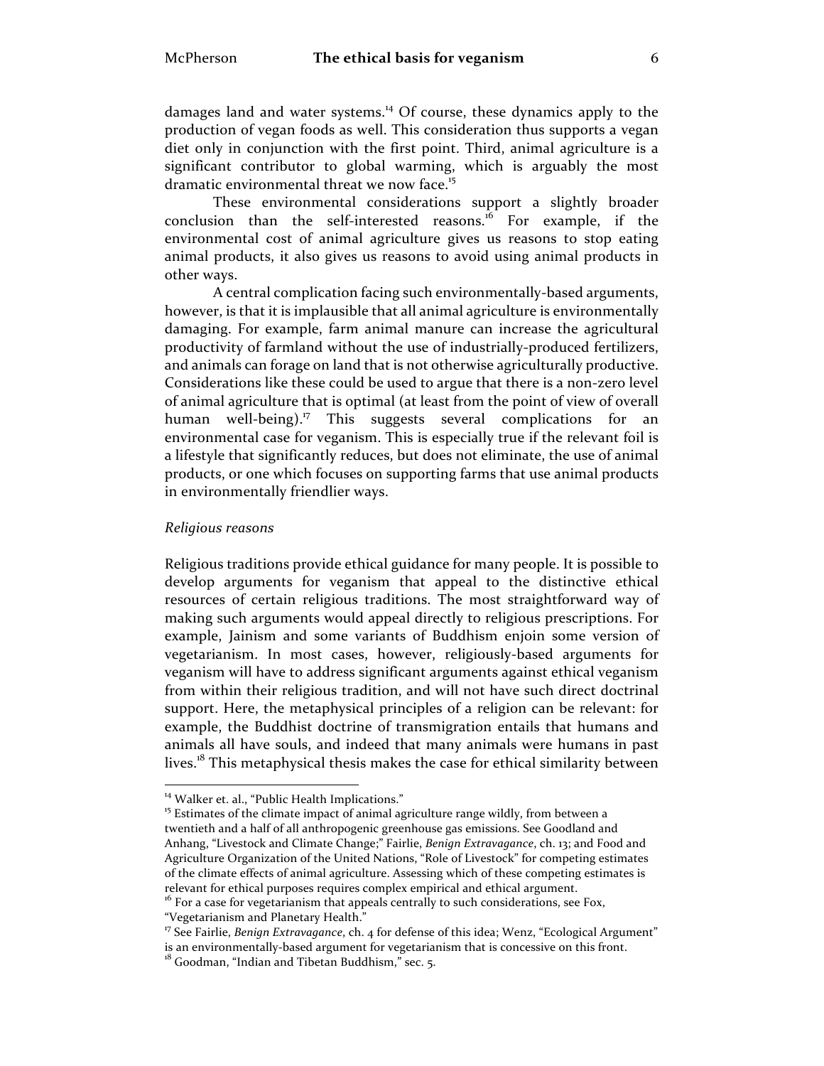damages land and water systems.[14] Of course, these dynamics apply to the production of vegan foods as well. This consideration thus supports a vegan diet only in conjunction with the first point. Third, animal agriculture is a significant contributor to global warming, which is arguably the most dramatic environmental threat we now face.[15]

These environmental considerations support a slightly broader conclusion than the self-interested reasons.[16] For example, if the environmental cost of animal agriculture gives us reasons to stop eating animal products, it also gives us reasons to avoid using animal products in other ways.

A central complication facing such environmentally-based arguments, however, is that it is implausible that all animal agriculture is environmentally damaging. For example, farm animal manure can increase the agricultural productivity of farmland without the use of industrially-produced fertilizers, and animals can forage on land that is not otherwise agriculturally productive. Considerations like these could be used to argue that there is a non-zero level of animal agriculture that is optimal (at least from the point of view of overall human well-being).[17] This suggests several complications for an environmental case for veganism. This is especially true if the relevant foil is a lifestyle that significantly reduces, but does not eliminate, the use of animal products, or one which focuses on supporting farms that use animal products in environmentally friendlier ways.

*Religious reasons*

Religious traditions provide ethical guidance for many people. It is possible to develop arguments for veganism that appeal to the distinctive ethical resources of certain religious traditions. The most straightforward way of making such arguments would appeal directly to religious prescriptions. For example, Jainism and some variants of Buddhism enjoin some version of vegetarianism. In most cases, however, religiously-based arguments for veganism will have to address significant arguments against ethical veganism from within their religious tradition, and will not have such direct doctrinal support. Here, the metaphysical principles of a religion can be relevant: for example, the Buddhist doctrine of transmigration entails that humans and animals all have souls, and indeed that many animals were humans in past lives.[18] This metaphysical thesis makes the case for ethical similarity between

---

[14] Walker et. al., "Public Health Implications."

[15] Estimates of the climate impact of animal agriculture range wildly, from between a twentieth and a half of all anthropogenic greenhouse gas emissions. See Goodland and Anhang, "Livestock and Climate Change;" Fairlie, *Benign Extravagance*, ch. 13; and Food and Agriculture Organization of the United Nations, "Role of Livestock" for competing estimates of the climate effects of animal agriculture. Assessing which of these competing estimates is relevant for ethical purposes requires complex empirical and ethical argument.

[16] For a case for vegetarianism that appeals centrally to such considerations, see Fox, "Vegetarianism and Planetary Health."

[17] See Fairlie, *Benign Extravagance*, ch. 4 for defense of this idea; Wenz, "Ecological Argument" is an environmentally-based argument for vegetarianism that is concessive on this front.

[18] Goodman, "Indian and Tibetan Buddhism," sec. 5.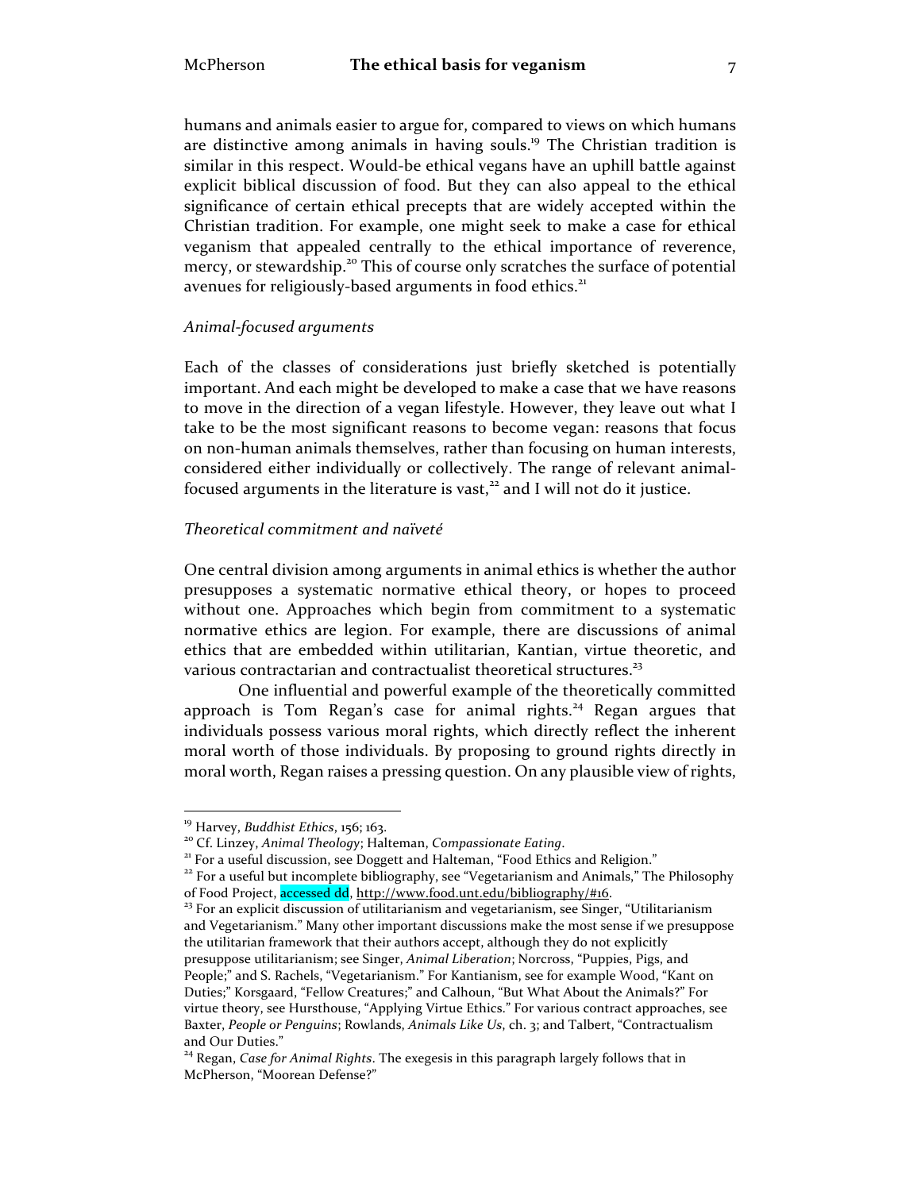humans and animals easier to argue for, compared to views on which humans are distinctive among animals in having souls.[19] The Christian tradition is similar in this respect. Would-be ethical vegans have an uphill battle against explicit biblical discussion of food. But they can also appeal to the ethical significance of certain ethical precepts that are widely accepted within the Christian tradition. For example, one might seek to make a case for ethical veganism that appealed centrally to the ethical importance of reverence, mercy, or stewardship.[20] This of course only scratches the surface of potential avenues for religiously-based arguments in food ethics.[21]

*Animal-focused arguments*

Each of the classes of considerations just briefly sketched is potentially important. And each might be developed to make a case that we have reasons to move in the direction of a vegan lifestyle. However, they leave out what I take to be the most significant reasons to become vegan: reasons that focus on non-human animals themselves, rather than focusing on human interests, considered either individually or collectively. The range of relevant animal-focused arguments in the literature is vast,[22] and I will not do it justice.

*Theoretical commitment and naïveté*

One central division among arguments in animal ethics is whether the author presupposes a systematic normative ethical theory, or hopes to proceed without one. Approaches which begin from commitment to a systematic normative ethics are legion. For example, there are discussions of animal ethics that are embedded within utilitarian, Kantian, virtue theoretic, and various contractarian and contractualist theoretical structures.[23]

One influential and powerful example of the theoretically committed approach is Tom Regan's case for animal rights.[24] Regan argues that individuals possess various moral rights, which directly reflect the inherent moral worth of those individuals. By proposing to ground rights directly in moral worth, Regan raises a pressing question. On any plausible view of rights,

---

[19] Harvey, *Buddhist Ethics*, 156; 163.

[20] Cf. Linzey, *Animal Theology*; Halteman, *Compassionate Eating*.

[21] For a useful discussion, see Doggett and Halteman, "Food Ethics and Religion."

[22] For a useful but incomplete bibliography, see "Vegetarianism and Animals," The Philosophy of Food Project, accessed dd, http://www.food.unt.edu/bibliography/#16.

[23] For an explicit discussion of utilitarianism and vegetarianism, see Singer, "Utilitarianism and Vegetarianism." Many other important discussions make the most sense if we presuppose the utilitarian framework that their authors accept, although they do not explicitly presuppose utilitarianism; see Singer, *Animal Liberation*; Norcross, "Puppies, Pigs, and People;" and S. Rachels, "Vegetarianism." For Kantianism, see for example Wood, "Kant on Duties;" Korsgaard, "Fellow Creatures;" and Calhoun, "But What About the Animals?" For virtue theory, see Hursthouse, "Applying Virtue Ethics." For various contract approaches, see Baxter, *People or Penguins*; Rowlands, *Animals Like Us*, ch. 3; and Talbert, "Contractualism and Our Duties."

[24] Regan, *Case for Animal Rights*. The exegesis in this paragraph largely follows that in McPherson, "Moorean Defense?"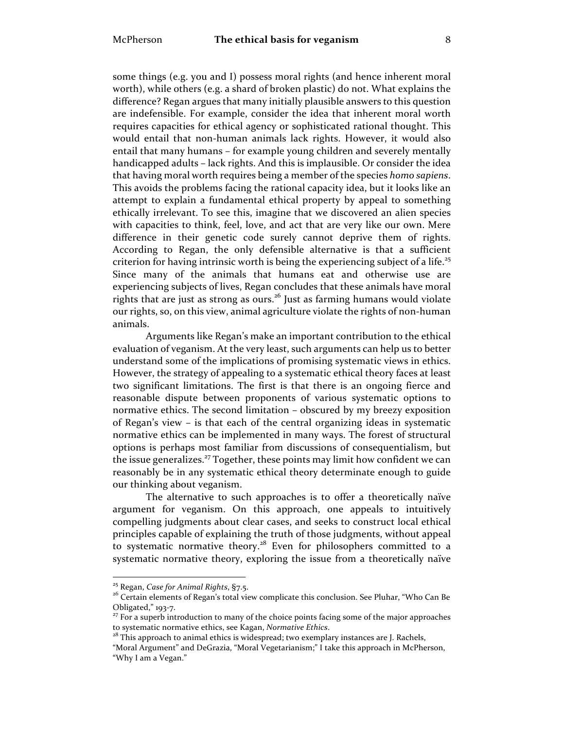some things (e.g. you and I) possess moral rights (and hence inherent moral worth), while others (e.g. a shard of broken plastic) do not. What explains the difference? Regan argues that many initially plausible answers to this question are indefensible. For example, consider the idea that inherent moral worth requires capacities for ethical agency or sophisticated rational thought. This would entail that non-human animals lack rights. However, it would also entail that many humans – for example young children and severely mentally handicapped adults – lack rights. And this is implausible. Or consider the idea that having moral worth requires being a member of the species *homo sapiens*. This avoids the problems facing the rational capacity idea, but it looks like an attempt to explain a fundamental ethical property by appeal to something ethically irrelevant. To see this, imagine that we discovered an alien species with capacities to think, feel, love, and act that are very like our own. Mere difference in their genetic code surely cannot deprive them of rights. According to Regan, the only defensible alternative is that a sufficient criterion for having intrinsic worth is being the experiencing subject of a life.[25] Since many of the animals that humans eat and otherwise use are experiencing subjects of lives, Regan concludes that these animals have moral rights that are just as strong as ours.[26] Just as farming humans would violate our rights, so, on this view, animal agriculture violate the rights of non-human animals.

Arguments like Regan's make an important contribution to the ethical evaluation of veganism. At the very least, such arguments can help us to better understand some of the implications of promising systematic views in ethics. However, the strategy of appealing to a systematic ethical theory faces at least two significant limitations. The first is that there is an ongoing fierce and reasonable dispute between proponents of various systematic options to normative ethics. The second limitation – obscured by my breezy exposition of Regan's view – is that each of the central organizing ideas in systematic normative ethics can be implemented in many ways. The forest of structural options is perhaps most familiar from discussions of consequentialism, but the issue generalizes.[27] Together, these points may limit how confident we can reasonably be in any systematic ethical theory determinate enough to guide our thinking about veganism.

The alternative to such approaches is to offer a theoretically naïve argument for veganism. On this approach, one appeals to intuitively compelling judgments about clear cases, and seeks to construct local ethical principles capable of explaining the truth of those judgments, without appeal to systematic normative theory.[28] Even for philosophers committed to a systematic normative theory, exploring the issue from a theoretically naïve

---

[25] Regan, *Case for Animal Rights*, §7.5.

[26] Certain elements of Regan's total view complicate this conclusion. See Pluhar, "Who Can Be Obligated," 193-7.

[27] For a superb introduction to many of the choice points facing some of the major approaches to systematic normative ethics, see Kagan, *Normative Ethics*.

[28] This approach to animal ethics is widespread; two exemplary instances are J. Rachels, "Moral Argument" and DeGrazia, "Moral Vegetarianism;" I take this approach in McPherson, "Why I am a Vegan."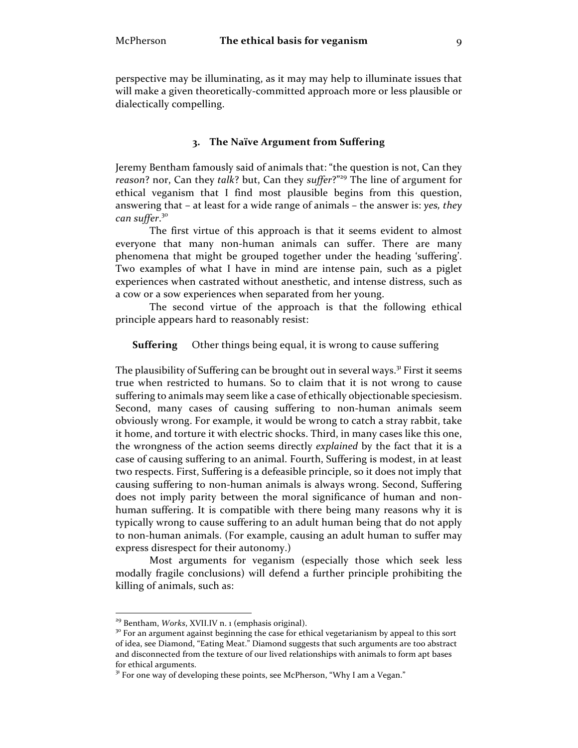perspective may be illuminating, as it may may help to illuminate issues that will make a given theoretically-committed approach more or less plausible or dialectically compelling.

### 3. The Naïve Argument from Suffering

Jeremy Bentham famously said of animals that: "the question is not, Can they *reason*? nor, Can they *talk*? but, Can they *suffer*?"[29] The line of argument for ethical veganism that I find most plausible begins from this question, answering that – at least for a wide range of animals – the answer is: *yes, they can suffer*.[30]

The first virtue of this approach is that it seems evident to almost everyone that many non-human animals can suffer. There are many phenomena that might be grouped together under the heading 'suffering'. Two examples of what I have in mind are intense pain, such as a piglet experiences when castrated without anesthetic, and intense distress, such as a cow or a sow experiences when separated from her young.

The second virtue of the approach is that the following ethical principle appears hard to reasonably resist:

**Suffering** Other things being equal, it is wrong to cause suffering

The plausibility of Suffering can be brought out in several ways.[31] First it seems true when restricted to humans. So to claim that it is not wrong to cause suffering to animals may seem like a case of ethically objectionable speciesism. Second, many cases of causing suffering to non-human animals seem obviously wrong. For example, it would be wrong to catch a stray rabbit, take it home, and torture it with electric shocks. Third, in many cases like this one, the wrongness of the action seems directly *explained* by the fact that it is a case of causing suffering to an animal. Fourth, Suffering is modest, in at least two respects. First, Suffering is a defeasible principle, so it does not imply that causing suffering to non-human animals is always wrong. Second, Suffering does not imply parity between the moral significance of human and non-human suffering. It is compatible with there being many reasons why it is typically wrong to cause suffering to an adult human being that do not apply to non-human animals. (For example, causing an adult human to suffer may express disrespect for their autonomy.)

Most arguments for veganism (especially those which seek less modally fragile conclusions) will defend a further principle prohibiting the killing of animals, such as:

---

[29] Bentham, *Works*, XVII.IV n. 1 (emphasis original).

[30] For an argument against beginning the case for ethical vegetarianism by appeal to this sort of idea, see Diamond, "Eating Meat." Diamond suggests that such arguments are too abstract and disconnected from the texture of our lived relationships with animals to form apt bases for ethical arguments.

[31] For one way of developing these points, see McPherson, "Why I am a Vegan."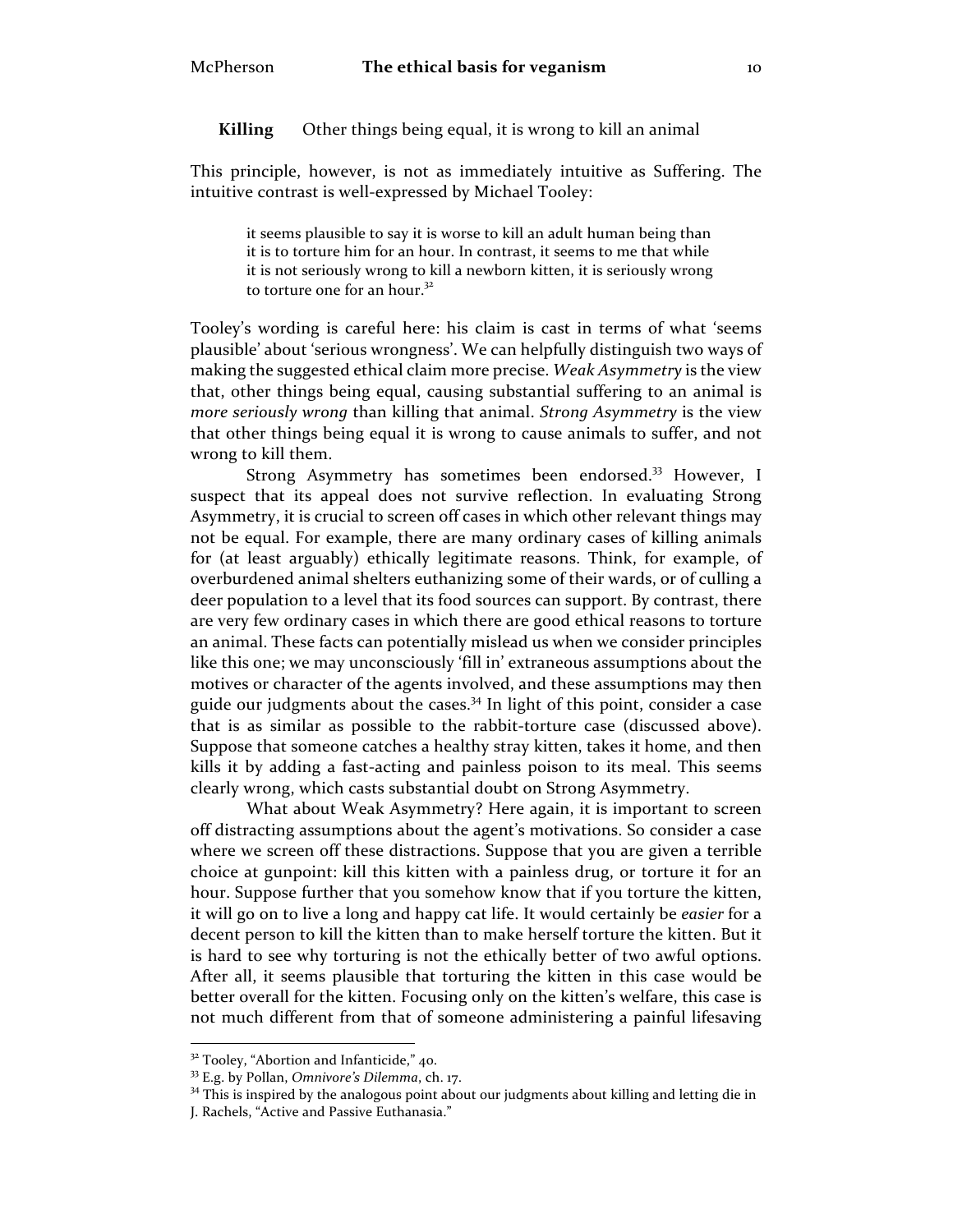**Killing** Other things being equal, it is wrong to kill an animal

This principle, however, is not as immediately intuitive as Suffering. The intuitive contrast is well-expressed by Michael Tooley:

> it seems plausible to say it is worse to kill an adult human being than it is to torture him for an hour. In contrast, it seems to me that while it is not seriously wrong to kill a newborn kitten, it is seriously wrong to torture one for an hour.[32]

Tooley's wording is careful here: his claim is cast in terms of what 'seems plausible' about 'serious wrongness'. We can helpfully distinguish two ways of making the suggested ethical claim more precise. *Weak Asymmetry* is the view that, other things being equal, causing substantial suffering to an animal is *more seriously wrong* than killing that animal. *Strong Asymmetry* is the view that other things being equal it is wrong to cause animals to suffer, and not wrong to kill them.

Strong Asymmetry has sometimes been endorsed.[33] However, I suspect that its appeal does not survive reflection. In evaluating Strong Asymmetry, it is crucial to screen off cases in which other relevant things may not be equal. For example, there are many ordinary cases of killing animals for (at least arguably) ethically legitimate reasons. Think, for example, of overburdened animal shelters euthanizing some of their wards, or of culling a deer population to a level that its food sources can support. By contrast, there are very few ordinary cases in which there are good ethical reasons to torture an animal. These facts can potentially mislead us when we consider principles like this one; we may unconsciously 'fill in' extraneous assumptions about the motives or character of the agents involved, and these assumptions may then guide our judgments about the cases.[34] In light of this point, consider a case that is as similar as possible to the rabbit-torture case (discussed above). Suppose that someone catches a healthy stray kitten, takes it home, and then kills it by adding a fast-acting and painless poison to its meal. This seems clearly wrong, which casts substantial doubt on Strong Asymmetry.

What about Weak Asymmetry? Here again, it is important to screen off distracting assumptions about the agent's motivations. So consider a case where we screen off these distractions. Suppose that you are given a terrible choice at gunpoint: kill this kitten with a painless drug, or torture it for an hour. Suppose further that you somehow know that if you torture the kitten, it will go on to live a long and happy cat life. It would certainly be *easier* for a decent person to kill the kitten than to make herself torture the kitten. But it is hard to see why torturing is not the ethically better of two awful options. After all, it seems plausible that torturing the kitten in this case would be better overall for the kitten. Focusing only on the kitten's welfare, this case is not much different from that of someone administering a painful lifesaving

---

[32] Tooley, "Abortion and Infanticide," 40.

[33] E.g. by Pollan, *Omnivore's Dilemma*, ch. 17.

[34] This is inspired by the analogous point about our judgments about killing and letting die in J. Rachels, "Active and Passive Euthanasia."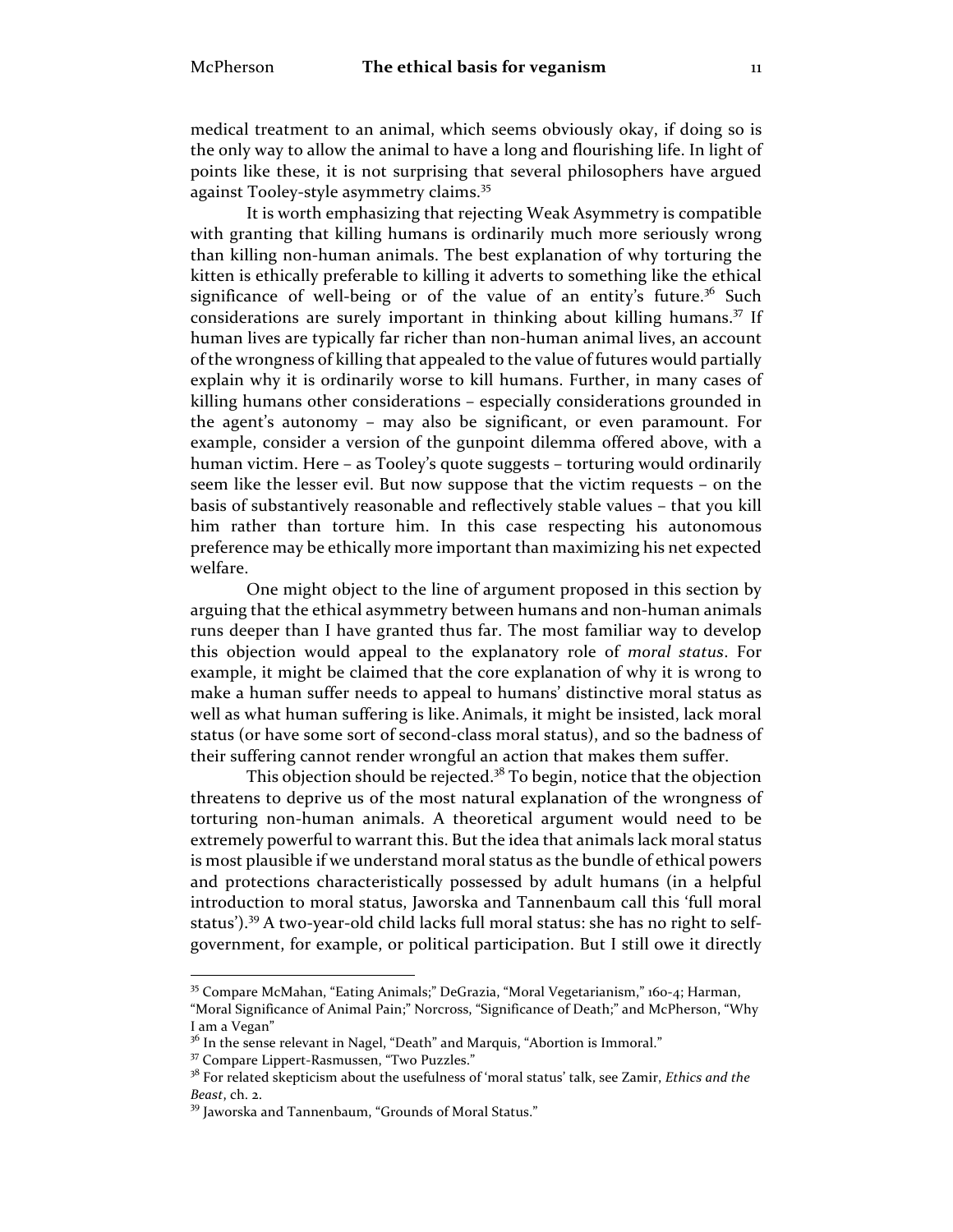medical treatment to an animal, which seems obviously okay, if doing so is the only way to allow the animal to have a long and flourishing life. In light of points like these, it is not surprising that several philosophers have argued against Tooley-style asymmetry claims.[35]

It is worth emphasizing that rejecting Weak Asymmetry is compatible with granting that killing humans is ordinarily much more seriously wrong than killing non-human animals. The best explanation of why torturing the kitten is ethically preferable to killing it adverts to something like the ethical significance of well-being or of the value of an entity's future.[36] Such considerations are surely important in thinking about killing humans.[37] If human lives are typically far richer than non-human animal lives, an account of the wrongness of killing that appealed to the value of futures would partially explain why it is ordinarily worse to kill humans. Further, in many cases of killing humans other considerations – especially considerations grounded in the agent's autonomy – may also be significant, or even paramount. For example, consider a version of the gunpoint dilemma offered above, with a human victim. Here – as Tooley's quote suggests – torturing would ordinarily seem like the lesser evil. But now suppose that the victim requests – on the basis of substantively reasonable and reflectively stable values – that you kill him rather than torture him. In this case respecting his autonomous preference may be ethically more important than maximizing his net expected welfare.

One might object to the line of argument proposed in this section by arguing that the ethical asymmetry between humans and non-human animals runs deeper than I have granted thus far. The most familiar way to develop this objection would appeal to the explanatory role of *moral status*. For example, it might be claimed that the core explanation of why it is wrong to make a human suffer needs to appeal to humans' distinctive moral status as well as what human suffering is like. Animals, it might be insisted, lack moral status (or have some sort of second-class moral status), and so the badness of their suffering cannot render wrongful an action that makes them suffer.

This objection should be rejected.[38] To begin, notice that the objection threatens to deprive us of the most natural explanation of the wrongness of torturing non-human animals. A theoretical argument would need to be extremely powerful to warrant this. But the idea that animals lack moral status is most plausible if we understand moral status as the bundle of ethical powers and protections characteristically possessed by adult humans (in a helpful introduction to moral status, Jaworska and Tannenbaum call this 'full moral status').[39] A two-year-old child lacks full moral status: she has no right to self-government, for example, or political participation. But I still owe it directly

---

[35] Compare McMahan, "Eating Animals;" DeGrazia, "Moral Vegetarianism," 160-4; Harman, "Moral Significance of Animal Pain;" Norcross, "Significance of Death;" and McPherson, "Why I am a Vegan"

[36] In the sense relevant in Nagel, "Death" and Marquis, "Abortion is Immoral."

[37] Compare Lippert-Rasmussen, "Two Puzzles."

[38] For related skepticism about the usefulness of 'moral status' talk, see Zamir, *Ethics and the Beast*, ch. 2.

[39] Jaworska and Tannenbaum, "Grounds of Moral Status."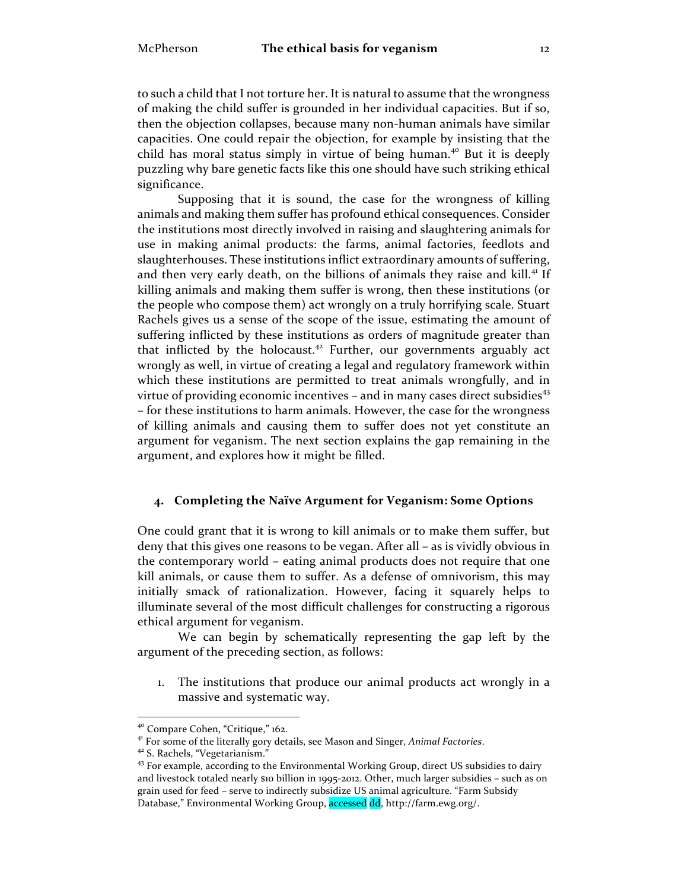to such a child that I not torture her. It is natural to assume that the wrongness of making the child suffer is grounded in her individual capacities. But if so, then the objection collapses, because many non-human animals have similar capacities. One could repair the objection, for example by insisting that the child has moral status simply in virtue of being human.[40] But it is deeply puzzling why bare genetic facts like this one should have such striking ethical significance.

Supposing that it is sound, the case for the wrongness of killing animals and making them suffer has profound ethical consequences. Consider the institutions most directly involved in raising and slaughtering animals for use in making animal products: the farms, animal factories, feedlots and slaughterhouses. These institutions inflict extraordinary amounts of suffering, and then very early death, on the billions of animals they raise and kill.[41] If killing animals and making them suffer is wrong, then these institutions (or the people who compose them) act wrongly on a truly horrifying scale. Stuart Rachels gives us a sense of the scope of the issue, estimating the amount of suffering inflicted by these institutions as orders of magnitude greater than that inflicted by the holocaust.[42] Further, our governments arguably act wrongly as well, in virtue of creating a legal and regulatory framework within which these institutions are permitted to treat animals wrongfully, and in virtue of providing economic incentives – and in many cases direct subsidies[43] – for these institutions to harm animals. However, the case for the wrongness of killing animals and causing them to suffer does not yet constitute an argument for veganism. The next section explains the gap remaining in the argument, and explores how it might be filled.

## 4. Completing the Naïve Argument for Veganism: Some Options

One could grant that it is wrong to kill animals or to make them suffer, but deny that this gives one reasons to be vegan. After all – as is vividly obvious in the contemporary world – eating animal products does not require that one kill animals, or cause them to suffer. As a defense of omnivorism, this may initially smack of rationalization. However, facing it squarely helps to illuminate several of the most difficult challenges for constructing a rigorous ethical argument for veganism.

We can begin by schematically representing the gap left by the argument of the preceding section, as follows:

1. The institutions that produce our animal products act wrongly in a massive and systematic way.

---

[40] Compare Cohen, "Critique," 162.

[41] For some of the literally gory details, see Mason and Singer, *Animal Factories*.

[42] S. Rachels, "Vegetarianism."

[43] For example, according to the Environmental Working Group, direct US subsidies to dairy and livestock totaled nearly $10 billion in 1995-2012. Other, much larger subsidies – such as on grain used for feed – serve to indirectly subsidize US animal agriculture. "Farm Subsidy Database," Environmental Working Group, accessed dd, http://farm.ewg.org/.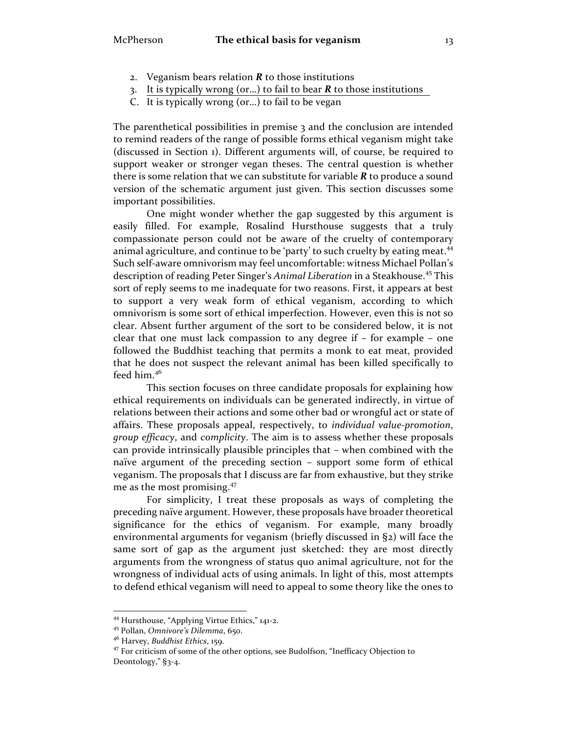2. Veganism bears relation ***R*** to those institutions
3. It is typically wrong (or…) to fail to bear ***R*** to those institutions

C. It is typically wrong (or…) to fail to be vegan

The parenthetical possibilities in premise 3 and the conclusion are intended to remind readers of the range of possible forms ethical veganism might take (discussed in Section 1). Different arguments will, of course, be required to support weaker or stronger vegan theses. The central question is whether there is some relation that we can substitute for variable ***R*** to produce a sound version of the schematic argument just given. This section discusses some important possibilities.

One might wonder whether the gap suggested by this argument is easily filled. For example, Rosalind Hursthouse suggests that a truly compassionate person could not be aware of the cruelty of contemporary animal agriculture, and continue to be 'party' to such cruelty by eating meat.[44] Such self-aware omnivorism may feel uncomfortable: witness Michael Pollan's description of reading Peter Singer's *Animal Liberation* in a Steakhouse.[45] This sort of reply seems to me inadequate for two reasons. First, it appears at best to support a very weak form of ethical veganism, according to which omnivorism is some sort of ethical imperfection. However, even this is not so clear. Absent further argument of the sort to be considered below, it is not clear that one must lack compassion to any degree if – for example – one followed the Buddhist teaching that permits a monk to eat meat, provided that he does not suspect the relevant animal has been killed specifically to feed him.[46]

This section focuses on three candidate proposals for explaining how ethical requirements on individuals can be generated indirectly, in virtue of relations between their actions and some other bad or wrongful act or state of affairs. These proposals appeal, respectively, to *individual value-promotion*, *group efficacy*, and *complicity*. The aim is to assess whether these proposals can provide intrinsically plausible principles that – when combined with the naïve argument of the preceding section – support some form of ethical veganism. The proposals that I discuss are far from exhaustive, but they strike me as the most promising.[47]

For simplicity, I treat these proposals as ways of completing the preceding naïve argument. However, these proposals have broader theoretical significance for the ethics of veganism. For example, many broadly environmental arguments for veganism (briefly discussed in §2) will face the same sort of gap as the argument just sketched: they are most directly arguments from the wrongness of status quo animal agriculture, not for the wrongness of individual acts of using animals. In light of this, most attempts to defend ethical veganism will need to appeal to some theory like the ones to

---

[44] Hursthouse, "Applying Virtue Ethics," 141-2.

[45] Pollan, *Omnivore's Dilemma*, 650.

[46] Harvey, *Buddhist Ethics*, 159.

[47] For criticism of some of the other options, see Budolfson, "Inefficacy Objection to Deontology," §3-4.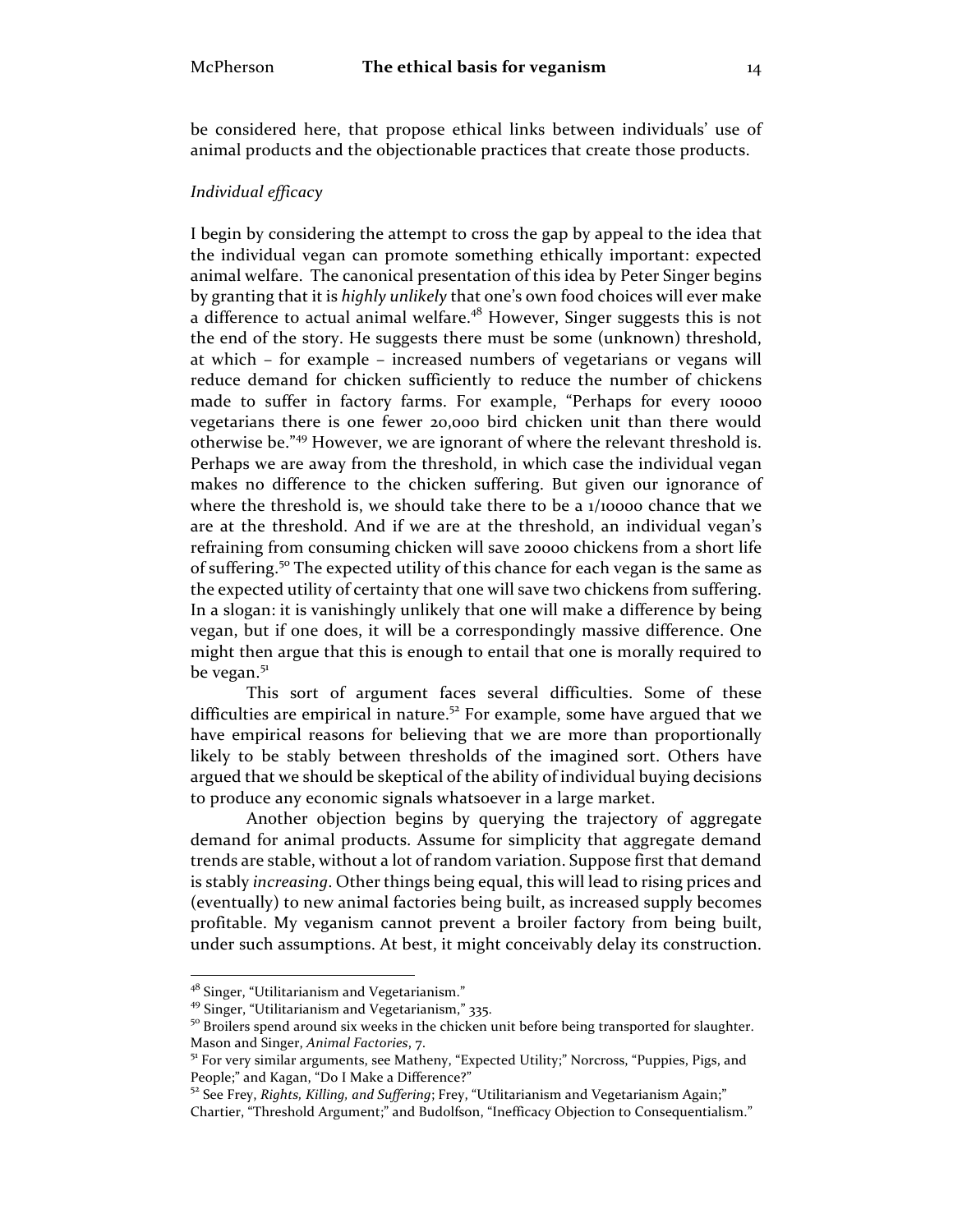be considered here, that propose ethical links between individuals' use of animal products and the objectionable practices that create those products.

*Individual efficacy*

I begin by considering the attempt to cross the gap by appeal to the idea that the individual vegan can promote something ethically important: expected animal welfare. The canonical presentation of this idea by Peter Singer begins by granting that it is *highly unlikely* that one's own food choices will ever make a difference to actual animal welfare.[48] However, Singer suggests this is not the end of the story. He suggests there must be some (unknown) threshold, at which – for example – increased numbers of vegetarians or vegans will reduce demand for chicken sufficiently to reduce the number of chickens made to suffer in factory farms. For example, "Perhaps for every 10000 vegetarians there is one fewer 20,000 bird chicken unit than there would otherwise be."[49] However, we are ignorant of where the relevant threshold is. Perhaps we are away from the threshold, in which case the individual vegan makes no difference to the chicken suffering. But given our ignorance of where the threshold is, we should take there to be a 1/10000 chance that we are at the threshold. And if we are at the threshold, an individual vegan's refraining from consuming chicken will save 20000 chickens from a short life of suffering.[50] The expected utility of this chance for each vegan is the same as the expected utility of certainty that one will save two chickens from suffering. In a slogan: it is vanishingly unlikely that one will make a difference by being vegan, but if one does, it will be a correspondingly massive difference. One might then argue that this is enough to entail that one is morally required to be vegan.[51]

This sort of argument faces several difficulties. Some of these difficulties are empirical in nature.[52] For example, some have argued that we have empirical reasons for believing that we are more than proportionally likely to be stably between thresholds of the imagined sort. Others have argued that we should be skeptical of the ability of individual buying decisions to produce any economic signals whatsoever in a large market.

Another objection begins by querying the trajectory of aggregate demand for animal products. Assume for simplicity that aggregate demand trends are stable, without a lot of random variation. Suppose first that demand is stably *increasing*. Other things being equal, this will lead to rising prices and (eventually) to new animal factories being built, as increased supply becomes profitable. My veganism cannot prevent a broiler factory from being built, under such assumptions. At best, it might conceivably delay its construction.

---

[48] Singer, "Utilitarianism and Vegetarianism."

[49] Singer, "Utilitarianism and Vegetarianism," 335.

[50] Broilers spend around six weeks in the chicken unit before being transported for slaughter. Mason and Singer, *Animal Factories*, 7.

[51] For very similar arguments, see Matheny, "Expected Utility;" Norcross, "Puppies, Pigs, and People;" and Kagan, "Do I Make a Difference?"

[52] See Frey, *Rights, Killing, and Suffering*; Frey, "Utilitarianism and Vegetarianism Again;" Chartier, "Threshold Argument;" and Budolfson, "Inefficacy Objection to Consequentialism."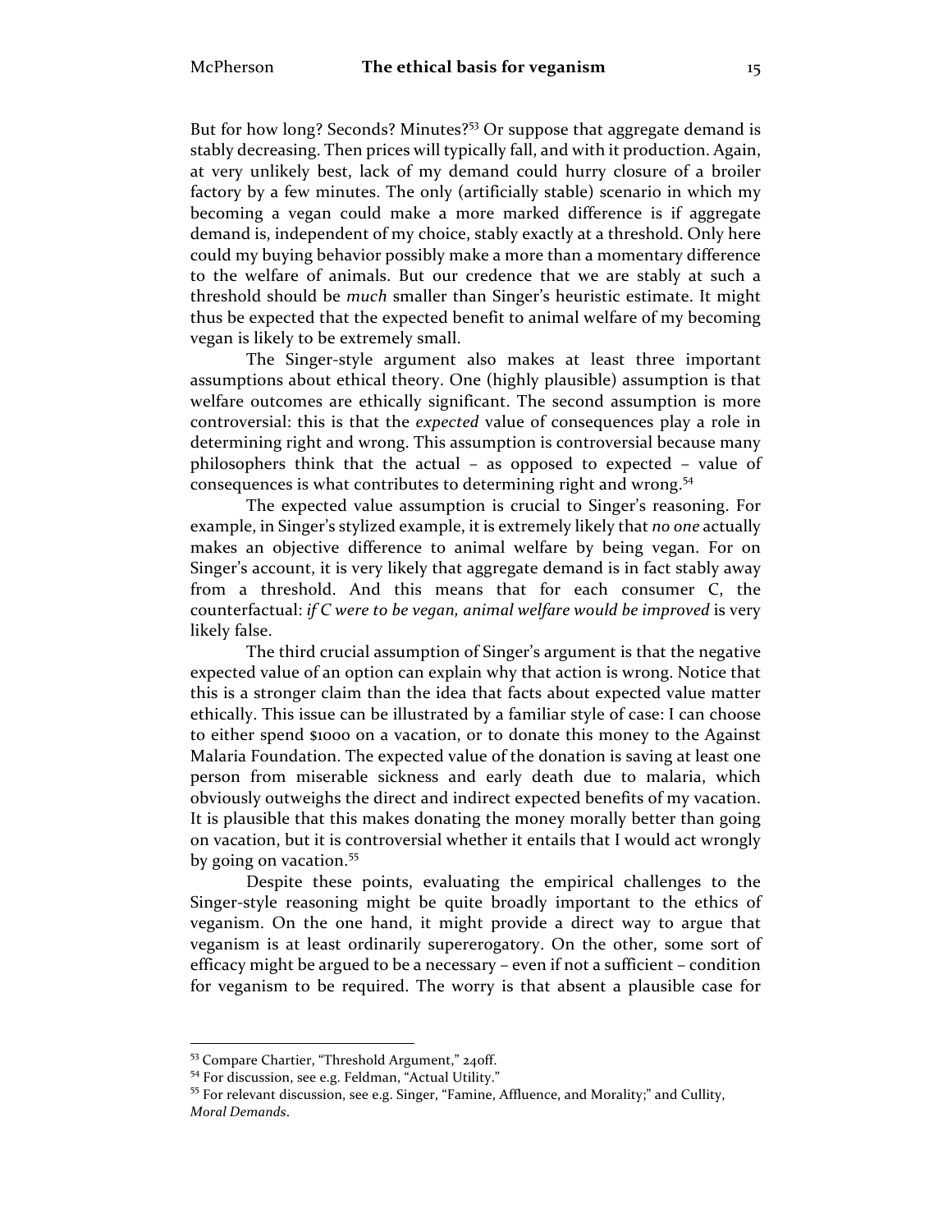But for how long? Seconds? Minutes?[53] Or suppose that aggregate demand is stably decreasing. Then prices will typically fall, and with it production. Again, at very unlikely best, lack of my demand could hurry closure of a broiler factory by a few minutes. The only (artificially stable) scenario in which my becoming a vegan could make a more marked difference is if aggregate demand is, independent of my choice, stably exactly at a threshold. Only here could my buying behavior possibly make a more than a momentary difference to the welfare of animals. But our credence that we are stably at such a threshold should be *much* smaller than Singer's heuristic estimate. It might thus be expected that the expected benefit to animal welfare of my becoming vegan is likely to be extremely small.

The Singer-style argument also makes at least three important assumptions about ethical theory. One (highly plausible) assumption is that welfare outcomes are ethically significant. The second assumption is more controversial: this is that the *expected* value of consequences play a role in determining right and wrong. This assumption is controversial because many philosophers think that the actual – as opposed to expected – value of consequences is what contributes to determining right and wrong.[54]

The expected value assumption is crucial to Singer's reasoning. For example, in Singer's stylized example, it is extremely likely that *no one* actually makes an objective difference to animal welfare by being vegan. For on Singer's account, it is very likely that aggregate demand is in fact stably away from a threshold. And this means that for each consumer C, the counterfactual: *if C were to be vegan, animal welfare would be improved* is very likely false.

The third crucial assumption of Singer's argument is that the negative expected value of an option can explain why that action is wrong. Notice that this is a stronger claim than the idea that facts about expected value matter ethically. This issue can be illustrated by a familiar style of case: I can choose to either spend $1000 on a vacation, or to donate this money to the Against Malaria Foundation. The expected value of the donation is saving at least one person from miserable sickness and early death due to malaria, which obviously outweighs the direct and indirect expected benefits of my vacation. It is plausible that this makes donating the money morally better than going on vacation, but it is controversial whether it entails that I would act wrongly by going on vacation.[55]

Despite these points, evaluating the empirical challenges to the Singer-style reasoning might be quite broadly important to the ethics of veganism. On the one hand, it might provide a direct way to argue that veganism is at least ordinarily supererogatory. On the other, some sort of efficacy might be argued to be a necessary – even if not a sufficient – condition for veganism to be required. The worry is that absent a plausible case for

---

[53] Compare Chartier, "Threshold Argument," 240ff.

[54] For discussion, see e.g. Feldman, "Actual Utility."

[55] For relevant discussion, see e.g. Singer, "Famine, Affluence, and Morality;" and Cullity, *Moral Demands*.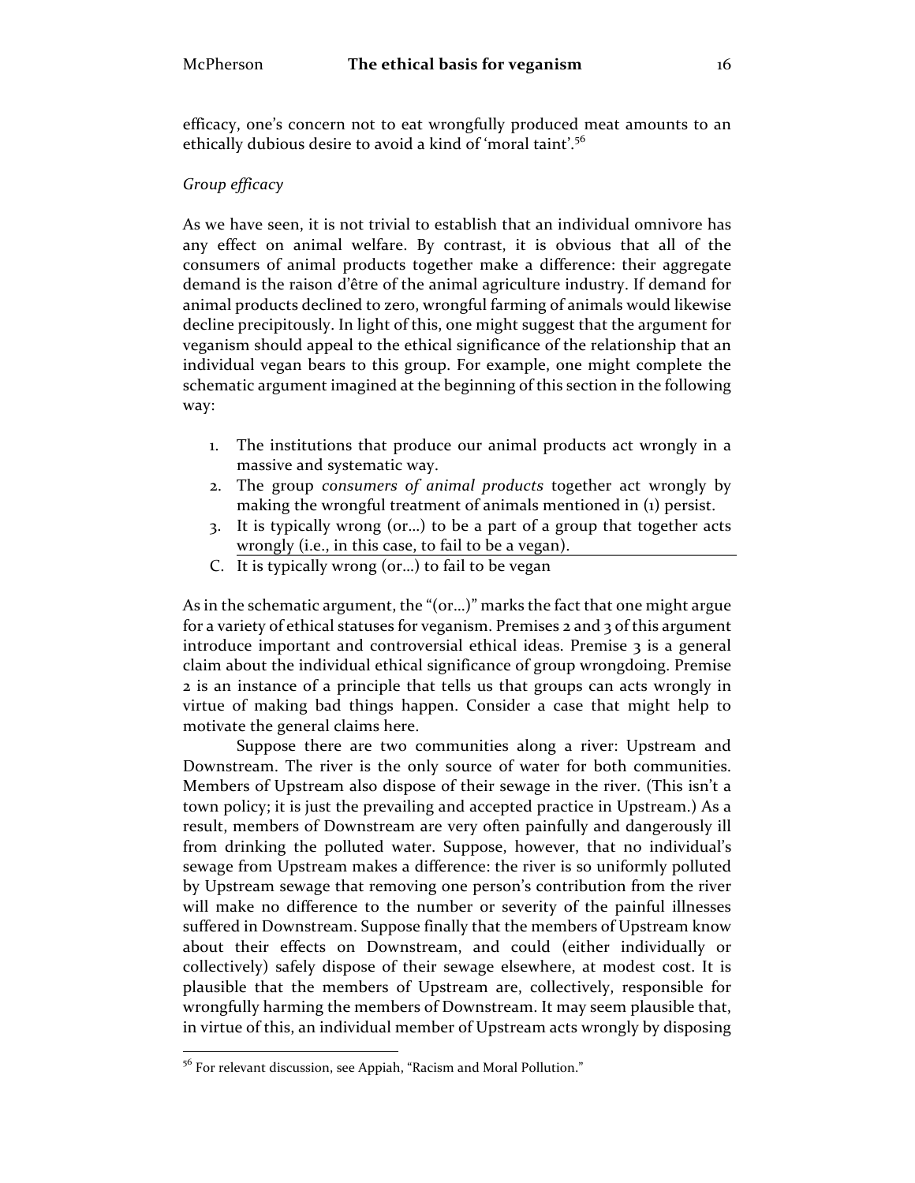efficacy, one's concern not to eat wrongfully produced meat amounts to an ethically dubious desire to avoid a kind of 'moral taint'.[56]

*Group efficacy*

As we have seen, it is not trivial to establish that an individual omnivore has any effect on animal welfare. By contrast, it is obvious that all of the consumers of animal products together make a difference: their aggregate demand is the raison d'être of the animal agriculture industry. If demand for animal products declined to zero, wrongful farming of animals would likewise decline precipitously. In light of this, one might suggest that the argument for veganism should appeal to the ethical significance of the relationship that an individual vegan bears to this group. For example, one might complete the schematic argument imagined at the beginning of this section in the following way:

1. The institutions that produce our animal products act wrongly in a massive and systematic way.
2. The group *consumers of animal products* together act wrongly by making the wrongful treatment of animals mentioned in (1) persist.
3. It is typically wrong (or…) to be a part of a group that together acts wrongly (i.e., in this case, to fail to be a vegan).

C. It is typically wrong (or…) to fail to be vegan

As in the schematic argument, the "(or…)" marks the fact that one might argue for a variety of ethical statuses for veganism. Premises 2 and 3 of this argument introduce important and controversial ethical ideas. Premise 3 is a general claim about the individual ethical significance of group wrongdoing. Premise 2 is an instance of a principle that tells us that groups can acts wrongly in virtue of making bad things happen. Consider a case that might help to motivate the general claims here.

Suppose there are two communities along a river: Upstream and Downstream. The river is the only source of water for both communities. Members of Upstream also dispose of their sewage in the river. (This isn't a town policy; it is just the prevailing and accepted practice in Upstream.) As a result, members of Downstream are very often painfully and dangerously ill from drinking the polluted water. Suppose, however, that no individual's sewage from Upstream makes a difference: the river is so uniformly polluted by Upstream sewage that removing one person's contribution from the river will make no difference to the number or severity of the painful illnesses suffered in Downstream. Suppose finally that the members of Upstream know about their effects on Downstream, and could (either individually or collectively) safely dispose of their sewage elsewhere, at modest cost. It is plausible that the members of Upstream are, collectively, responsible for wrongfully harming the members of Downstream. It may seem plausible that, in virtue of this, an individual member of Upstream acts wrongly by disposing

---

[56] For relevant discussion, see Appiah, "Racism and Moral Pollution."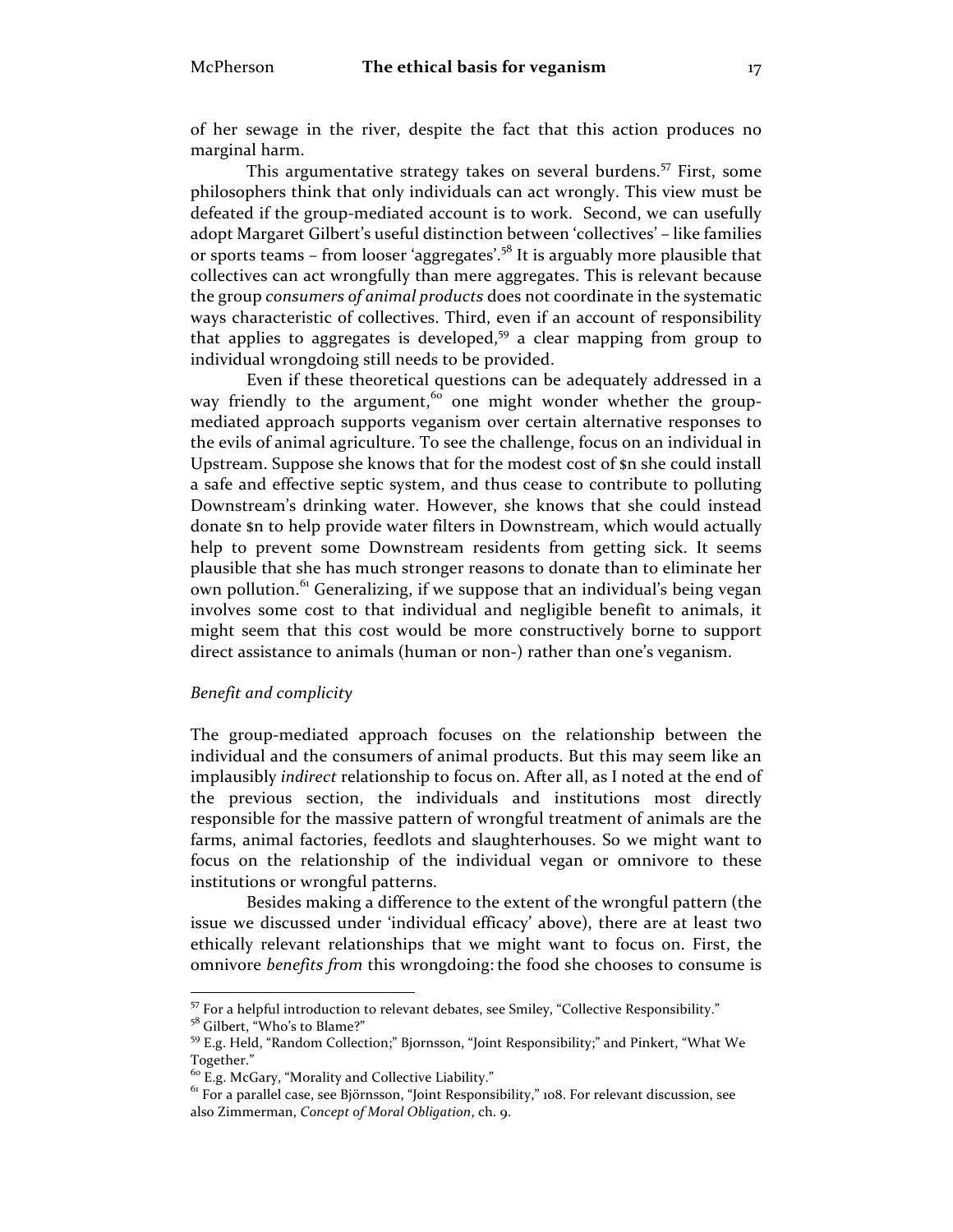of her sewage in the river, despite the fact that this action produces no marginal harm.

This argumentative strategy takes on several burdens.[57] First, some philosophers think that only individuals can act wrongly. This view must be defeated if the group-mediated account is to work. Second, we can usefully adopt Margaret Gilbert's useful distinction between 'collectives' – like families or sports teams – from looser 'aggregates'.[58] It is arguably more plausible that collectives can act wrongfully than mere aggregates. This is relevant because the group *consumers of animal products* does not coordinate in the systematic ways characteristic of collectives. Third, even if an account of responsibility that applies to aggregates is developed,[59] a clear mapping from group to individual wrongdoing still needs to be provided.

Even if these theoretical questions can be adequately addressed in a way friendly to the argument,[60] one might wonder whether the group-mediated approach supports veganism over certain alternative responses to the evils of animal agriculture. To see the challenge, focus on an individual in Upstream. Suppose she knows that for the modest cost of $n she could install a safe and effective septic system, and thus cease to contribute to polluting Downstream's drinking water. However, she knows that she could instead donate $n to help provide water filters in Downstream, which would actually help to prevent some Downstream residents from getting sick. It seems plausible that she has much stronger reasons to donate than to eliminate her own pollution.[61] Generalizing, if we suppose that an individual's being vegan involves some cost to that individual and negligible benefit to animals, it might seem that this cost would be more constructively borne to support direct assistance to animals (human or non-) rather than one's veganism.

*Benefit and complicity*

The group-mediated approach focuses on the relationship between the individual and the consumers of animal products. But this may seem like an implausibly *indirect* relationship to focus on. After all, as I noted at the end of the previous section, the individuals and institutions most directly responsible for the massive pattern of wrongful treatment of animals are the farms, animal factories, feedlots and slaughterhouses. So we might want to focus on the relationship of the individual vegan or omnivore to these institutions or wrongful patterns.

Besides making a difference to the extent of the wrongful pattern (the issue we discussed under 'individual efficacy' above), there are at least two ethically relevant relationships that we might want to focus on. First, the omnivore *benefits from* this wrongdoing: the food she chooses to consume is

[57] For a helpful introduction to relevant debates, see Smiley, "Collective Responsibility."
[58] Gilbert, "Who's to Blame?"
[59] E.g. Held, "Random Collection;" Bjornsson, "Joint Responsibility;" and Pinkert, "What We Together."
[60] E.g. McGary, "Morality and Collective Liability."
[61] For a parallel case, see Björnsson, "Joint Responsibility," 108. For relevant discussion, see also Zimmerman, *Concept of Moral Obligation*, ch. 9.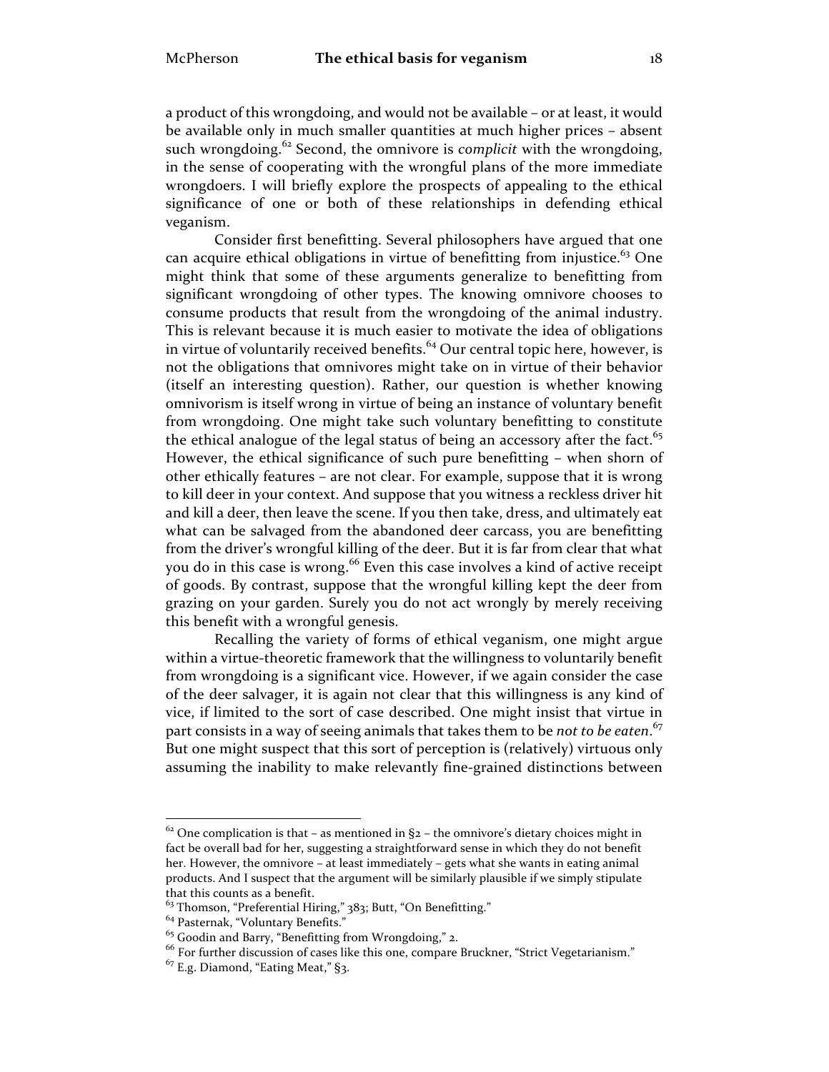a product of this wrongdoing, and would not be available – or at least, it would be available only in much smaller quantities at much higher prices – absent such wrongdoing.[62] Second, the omnivore is *complicit* with the wrongdoing, in the sense of cooperating with the wrongful plans of the more immediate wrongdoers. I will briefly explore the prospects of appealing to the ethical significance of one or both of these relationships in defending ethical veganism.

Consider first benefitting. Several philosophers have argued that one can acquire ethical obligations in virtue of benefitting from injustice.[63] One might think that some of these arguments generalize to benefitting from significant wrongdoing of other types. The knowing omnivore chooses to consume products that result from the wrongdoing of the animal industry. This is relevant because it is much easier to motivate the idea of obligations in virtue of voluntarily received benefits.[64] Our central topic here, however, is not the obligations that omnivores might take on in virtue of their behavior (itself an interesting question). Rather, our question is whether knowing omnivorism is itself wrong in virtue of being an instance of voluntary benefit from wrongdoing. One might take such voluntary benefitting to constitute the ethical analogue of the legal status of being an accessory after the fact.[65] However, the ethical significance of such pure benefitting – when shorn of other ethically features – are not clear. For example, suppose that it is wrong to kill deer in your context. And suppose that you witness a reckless driver hit and kill a deer, then leave the scene. If you then take, dress, and ultimately eat what can be salvaged from the abandoned deer carcass, you are benefitting from the driver's wrongful killing of the deer. But it is far from clear that what you do in this case is wrong.[66] Even this case involves a kind of active receipt of goods. By contrast, suppose that the wrongful killing kept the deer from grazing on your garden. Surely you do not act wrongly by merely receiving this benefit with a wrongful genesis.

Recalling the variety of forms of ethical veganism, one might argue within a virtue-theoretic framework that the willingness to voluntarily benefit from wrongdoing is a significant vice. However, if we again consider the case of the deer salvager, it is again not clear that this willingness is any kind of vice, if limited to the sort of case described. One might insist that virtue in part consists in a way of seeing animals that takes them to be *not to be eaten*.[67] But one might suspect that this sort of perception is (relatively) virtuous only assuming the inability to make relevantly fine-grained distinctions between

---

[62] One complication is that – as mentioned in §2 – the omnivore's dietary choices might in fact be overall bad for her, suggesting a straightforward sense in which they do not benefit her. However, the omnivore – at least immediately – gets what she wants in eating animal products. And I suspect that the argument will be similarly plausible if we simply stipulate that this counts as a benefit.

[63] Thomson, "Preferential Hiring," 383; Butt, "On Benefitting."

[64] Pasternak, "Voluntary Benefits."

[65] Goodin and Barry, "Benefitting from Wrongdoing," 2.

[66] For further discussion of cases like this one, compare Bruckner, "Strict Vegetarianism."

[67] E.g. Diamond, "Eating Meat," §3.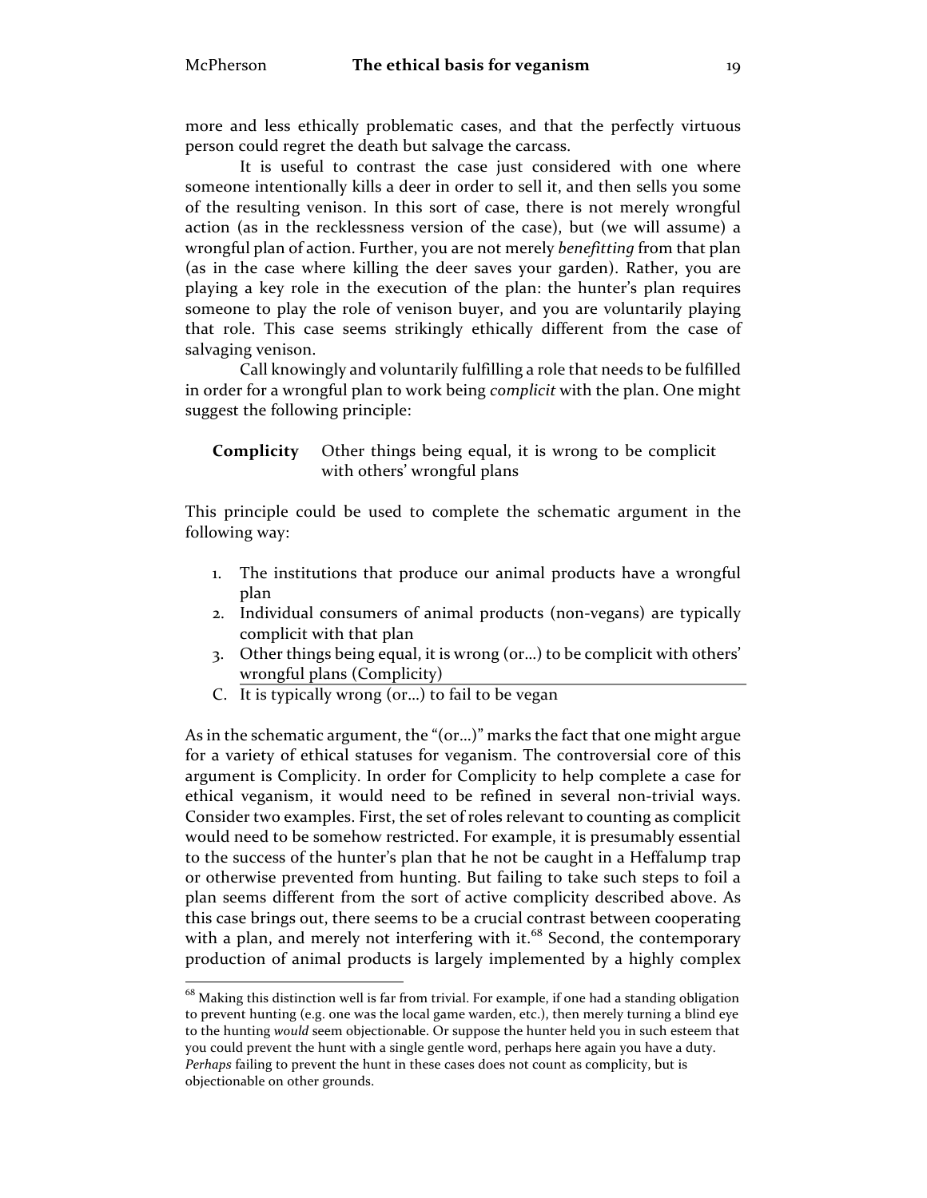more and less ethically problematic cases, and that the perfectly virtuous person could regret the death but salvage the carcass.

It is useful to contrast the case just considered with one where someone intentionally kills a deer in order to sell it, and then sells you some of the resulting venison. In this sort of case, there is not merely wrongful action (as in the recklessness version of the case), but (we will assume) a wrongful plan of action. Further, you are not merely *benefitting* from that plan (as in the case where killing the deer saves your garden). Rather, you are playing a key role in the execution of the plan: the hunter's plan requires someone to play the role of venison buyer, and you are voluntarily playing that role. This case seems strikingly ethically different from the case of salvaging venison.

Call knowingly and voluntarily fulfilling a role that needs to be fulfilled in order for a wrongful plan to work being *complicit* with the plan. One might suggest the following principle:

> **Complicity** Other things being equal, it is wrong to be complicit with others' wrongful plans

This principle could be used to complete the schematic argument in the following way:

1. The institutions that produce our animal products have a wrongful plan
2. Individual consumers of animal products (non-vegans) are typically complicit with that plan
3. Other things being equal, it is wrong (or…) to be complicit with others' wrongful plans (Complicity)

C. It is typically wrong (or…) to fail to be vegan

As in the schematic argument, the "(or…)" marks the fact that one might argue for a variety of ethical statuses for veganism. The controversial core of this argument is Complicity. In order for Complicity to help complete a case for ethical veganism, it would need to be refined in several non-trivial ways. Consider two examples. First, the set of roles relevant to counting as complicit would need to be somehow restricted. For example, it is presumably essential to the success of the hunter's plan that he not be caught in a Heffalump trap or otherwise prevented from hunting. But failing to take such steps to foil a plan seems different from the sort of active complicity described above. As this case brings out, there seems to be a crucial contrast between cooperating with a plan, and merely not interfering with it.[68] Second, the contemporary production of animal products is largely implemented by a highly complex

[68] Making this distinction well is far from trivial. For example, if one had a standing obligation to prevent hunting (e.g. one was the local game warden, etc.), then merely turning a blind eye to the hunting *would* seem objectionable. Or suppose the hunter held you in such esteem that you could prevent the hunt with a single gentle word, perhaps here again you have a duty. *Perhaps* failing to prevent the hunt in these cases does not count as complicity, but is objectionable on other grounds.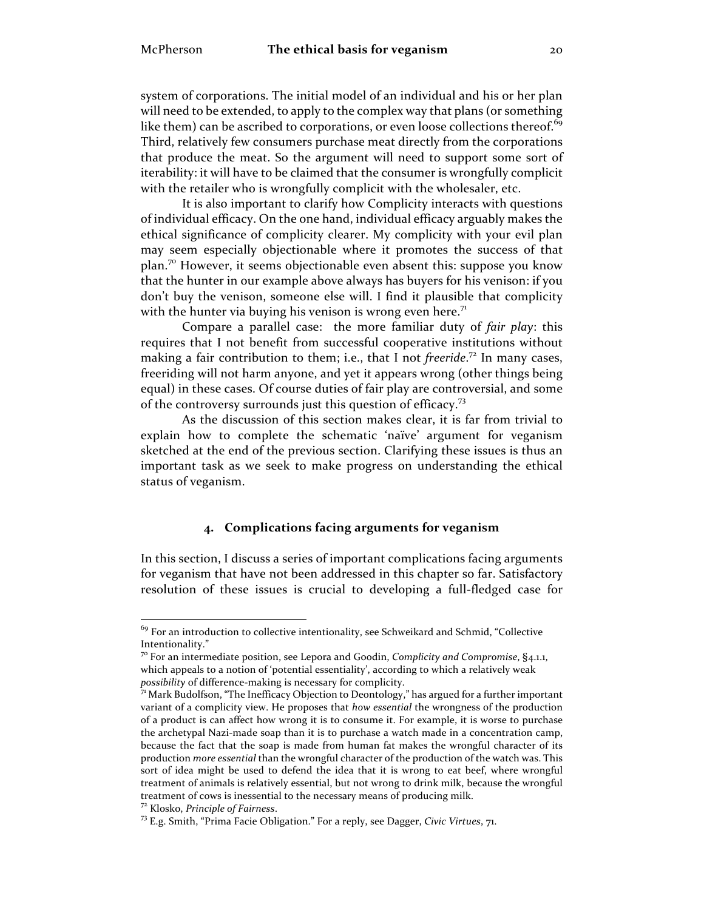system of corporations. The initial model of an individual and his or her plan will need to be extended, to apply to the complex way that plans (or something like them) can be ascribed to corporations, or even loose collections thereof.[69] Third, relatively few consumers purchase meat directly from the corporations that produce the meat. So the argument will need to support some sort of iterability: it will have to be claimed that the consumer is wrongfully complicit with the retailer who is wrongfully complicit with the wholesaler, etc.

It is also important to clarify how Complicity interacts with questions of individual efficacy. On the one hand, individual efficacy arguably makes the ethical significance of complicity clearer. My complicity with your evil plan may seem especially objectionable where it promotes the success of that plan.[70] However, it seems objectionable even absent this: suppose you know that the hunter in our example above always has buyers for his venison: if you don't buy the venison, someone else will. I find it plausible that complicity with the hunter via buying his venison is wrong even here.[71]

Compare a parallel case: the more familiar duty of *fair play*: this requires that I not benefit from successful cooperative institutions without making a fair contribution to them; i.e., that I not *freeride*.[72] In many cases, freeriding will not harm anyone, and yet it appears wrong (other things being equal) in these cases. Of course duties of fair play are controversial, and some of the controversy surrounds just this question of efficacy.[73]

As the discussion of this section makes clear, it is far from trivial to explain how to complete the schematic 'naïve' argument for veganism sketched at the end of the previous section. Clarifying these issues is thus an important task as we seek to make progress on understanding the ethical status of veganism.

## 4. Complications facing arguments for veganism

In this section, I discuss a series of important complications facing arguments for veganism that have not been addressed in this chapter so far. Satisfactory resolution of these issues is crucial to developing a full-fledged case for

---

[69] For an introduction to collective intentionality, see Schweikard and Schmid, "Collective Intentionality."

[70] For an intermediate position, see Lepora and Goodin, *Complicity and Compromise*, §4.1.1, which appeals to a notion of 'potential essentiality', according to which a relatively weak *possibility* of difference-making is necessary for complicity.

[71] Mark Budolfson, "The Inefficacy Objection to Deontology," has argued for a further important variant of a complicity view. He proposes that *how essential* the wrongness of the production of a product is can affect how wrong it is to consume it. For example, it is worse to purchase the archetypal Nazi-made soap than it is to purchase a watch made in a concentration camp, because the fact that the soap is made from human fat makes the wrongful character of its production *more essential* than the wrongful character of the production of the watch was. This sort of idea might be used to defend the idea that it is wrong to eat beef, where wrongful treatment of animals is relatively essential, but not wrong to drink milk, because the wrongful treatment of cows is inessential to the necessary means of producing milk.

[72] Klosko, *Principle of Fairness*.

[73] E.g. Smith, "Prima Facie Obligation." For a reply, see Dagger, *Civic Virtues*, 71.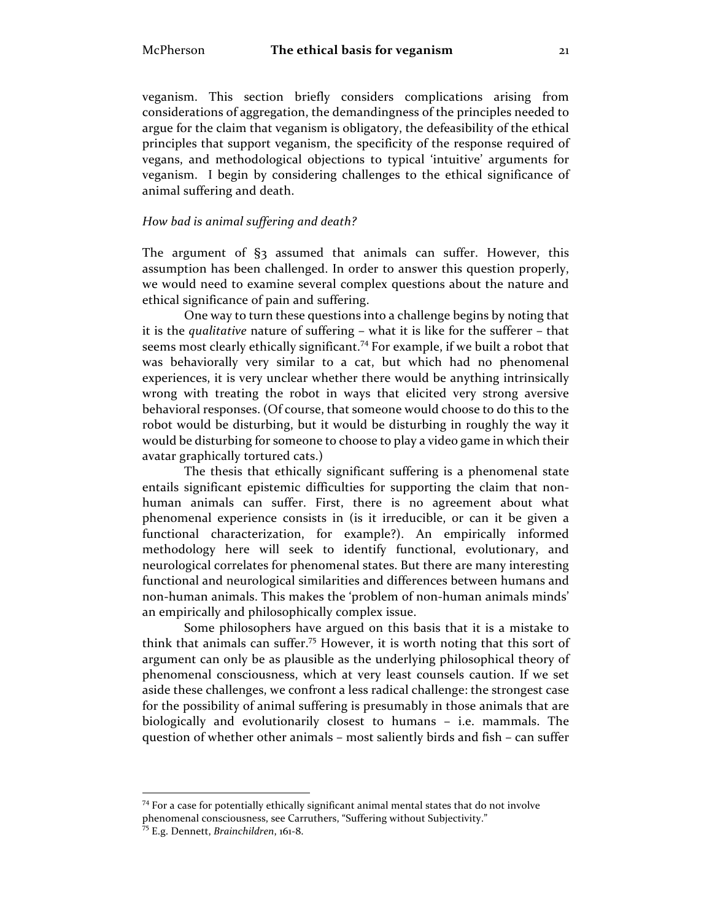veganism. This section briefly considers complications arising from considerations of aggregation, the demandingness of the principles needed to argue for the claim that veganism is obligatory, the defeasibility of the ethical principles that support veganism, the specificity of the response required of vegans, and methodological objections to typical 'intuitive' arguments for veganism. I begin by considering challenges to the ethical significance of animal suffering and death.

*How bad is animal suffering and death?*

The argument of §3 assumed that animals can suffer. However, this assumption has been challenged. In order to answer this question properly, we would need to examine several complex questions about the nature and ethical significance of pain and suffering.

One way to turn these questions into a challenge begins by noting that it is the *qualitative* nature of suffering – what it is like for the sufferer – that seems most clearly ethically significant.[74] For example, if we built a robot that was behaviorally very similar to a cat, but which had no phenomenal experiences, it is very unclear whether there would be anything intrinsically wrong with treating the robot in ways that elicited very strong aversive behavioral responses. (Of course, that someone would choose to do this to the robot would be disturbing, but it would be disturbing in roughly the way it would be disturbing for someone to choose to play a video game in which their avatar graphically tortured cats.)

The thesis that ethically significant suffering is a phenomenal state entails significant epistemic difficulties for supporting the claim that non-human animals can suffer. First, there is no agreement about what phenomenal experience consists in (is it irreducible, or can it be given a functional characterization, for example?). An empirically informed methodology here will seek to identify functional, evolutionary, and neurological correlates for phenomenal states. But there are many interesting functional and neurological similarities and differences between humans and non-human animals. This makes the 'problem of non-human animals minds' an empirically and philosophically complex issue.

Some philosophers have argued on this basis that it is a mistake to think that animals can suffer.[75] However, it is worth noting that this sort of argument can only be as plausible as the underlying philosophical theory of phenomenal consciousness, which at very least counsels caution. If we set aside these challenges, we confront a less radical challenge: the strongest case for the possibility of animal suffering is presumably in those animals that are biologically and evolutionarily closest to humans – i.e. mammals. The question of whether other animals – most saliently birds and fish – can suffer

---

[74] For a case for potentially ethically significant animal mental states that do not involve phenomenal consciousness, see Carruthers, "Suffering without Subjectivity."

[75] E.g. Dennett, *Brainchildren*, 161-8.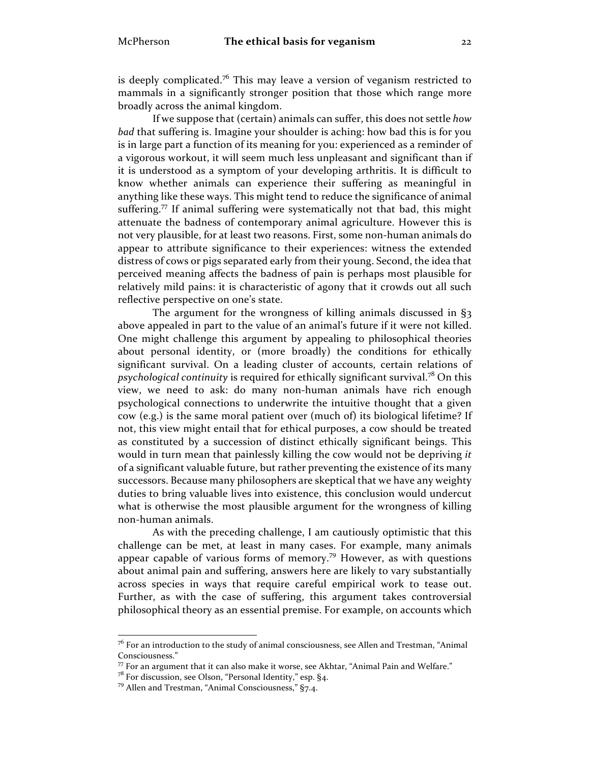is deeply complicated.[76] This may leave a version of veganism restricted to mammals in a significantly stronger position that those which range more broadly across the animal kingdom.

If we suppose that (certain) animals can suffer, this does not settle *how bad* that suffering is. Imagine your shoulder is aching: how bad this is for you is in large part a function of its meaning for you: experienced as a reminder of a vigorous workout, it will seem much less unpleasant and significant than if it is understood as a symptom of your developing arthritis. It is difficult to know whether animals can experience their suffering as meaningful in anything like these ways. This might tend to reduce the significance of animal suffering.[77] If animal suffering were systematically not that bad, this might attenuate the badness of contemporary animal agriculture. However this is not very plausible, for at least two reasons. First, some non-human animals do appear to attribute significance to their experiences: witness the extended distress of cows or pigs separated early from their young. Second, the idea that perceived meaning affects the badness of pain is perhaps most plausible for relatively mild pains: it is characteristic of agony that it crowds out all such reflective perspective on one's state.

The argument for the wrongness of killing animals discussed in §3 above appealed in part to the value of an animal's future if it were not killed. One might challenge this argument by appealing to philosophical theories about personal identity, or (more broadly) the conditions for ethically significant survival. On a leading cluster of accounts, certain relations of *psychological continuity* is required for ethically significant survival.[78] On this view, we need to ask: do many non-human animals have rich enough psychological connections to underwrite the intuitive thought that a given cow (e.g.) is the same moral patient over (much of) its biological lifetime? If not, this view might entail that for ethical purposes, a cow should be treated as constituted by a succession of distinct ethically significant beings. This would in turn mean that painlessly killing the cow would not be depriving *it* of a significant valuable future, but rather preventing the existence of its many successors. Because many philosophers are skeptical that we have any weighty duties to bring valuable lives into existence, this conclusion would undercut what is otherwise the most plausible argument for the wrongness of killing non-human animals.

As with the preceding challenge, I am cautiously optimistic that this challenge can be met, at least in many cases. For example, many animals appear capable of various forms of memory.[79] However, as with questions about animal pain and suffering, answers here are likely to vary substantially across species in ways that require careful empirical work to tease out. Further, as with the case of suffering, this argument takes controversial philosophical theory as an essential premise. For example, on accounts which

---

[76] For an introduction to the study of animal consciousness, see Allen and Trestman, "Animal Consciousness."

[77] For an argument that it can also make it worse, see Akhtar, "Animal Pain and Welfare."

[78] For discussion, see Olson, "Personal Identity," esp. §4.

[79] Allen and Trestman, "Animal Consciousness," §7.4.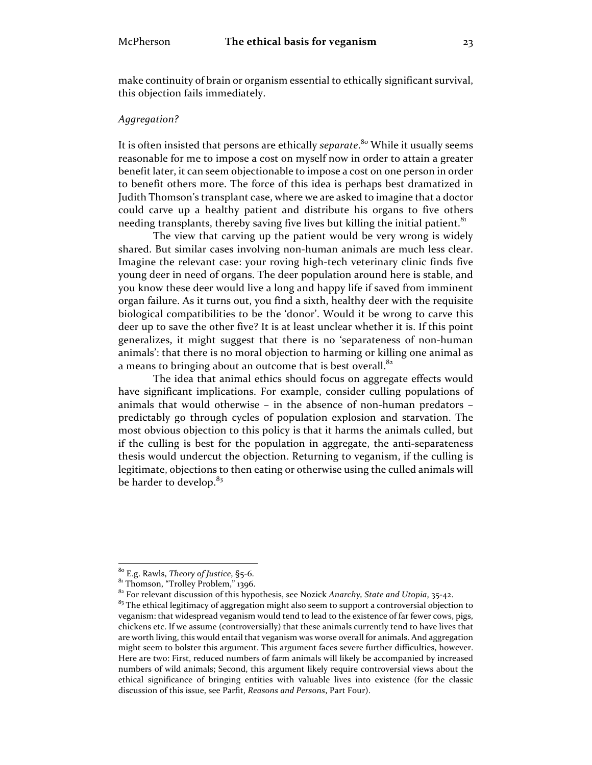make continuity of brain or organism essential to ethically significant survival, this objection fails immediately.

### *Aggregation?*

It is often insisted that persons are ethically *separate*.[80] While it usually seems reasonable for me to impose a cost on myself now in order to attain a greater benefit later, it can seem objectionable to impose a cost on one person in order to benefit others more. The force of this idea is perhaps best dramatized in Judith Thomson's transplant case, where we are asked to imagine that a doctor could carve up a healthy patient and distribute his organs to five others needing transplants, thereby saving five lives but killing the initial patient.[81]

The view that carving up the patient would be very wrong is widely shared. But similar cases involving non-human animals are much less clear. Imagine the relevant case: your roving high-tech veterinary clinic finds five young deer in need of organs. The deer population around here is stable, and you know these deer would live a long and happy life if saved from imminent organ failure. As it turns out, you find a sixth, healthy deer with the requisite biological compatibilities to be the 'donor'. Would it be wrong to carve this deer up to save the other five? It is at least unclear whether it is. If this point generalizes, it might suggest that there is no 'separateness of non-human animals': that there is no moral objection to harming or killing one animal as a means to bringing about an outcome that is best overall.[82]

The idea that animal ethics should focus on aggregate effects would have significant implications. For example, consider culling populations of animals that would otherwise – in the absence of non-human predators – predictably go through cycles of population explosion and starvation. The most obvious objection to this policy is that it harms the animals culled, but if the culling is best for the population in aggregate, the anti-separateness thesis would undercut the objection. Returning to veganism, if the culling is legitimate, objections to then eating or otherwise using the culled animals will be harder to develop.[83]

---

[80] E.g. Rawls, *Theory of Justice*, §5-6.

[81] Thomson, "Trolley Problem," 1396.

[82] For relevant discussion of this hypothesis, see Nozick *Anarchy, State and Utopia*, 35-42.

[83] The ethical legitimacy of aggregation might also seem to support a controversial objection to veganism: that widespread veganism would tend to lead to the existence of far fewer cows, pigs, chickens etc. If we assume (controversially) that these animals currently tend to have lives that are worth living, this would entail that veganism was worse overall for animals. And aggregation might seem to bolster this argument. This argument faces severe further difficulties, however. Here are two: First, reduced numbers of farm animals will likely be accompanied by increased numbers of wild animals; Second, this argument likely require controversial views about the ethical significance of bringing entities with valuable lives into existence (for the classic discussion of this issue, see Parfit, *Reasons and Persons*, Part Four).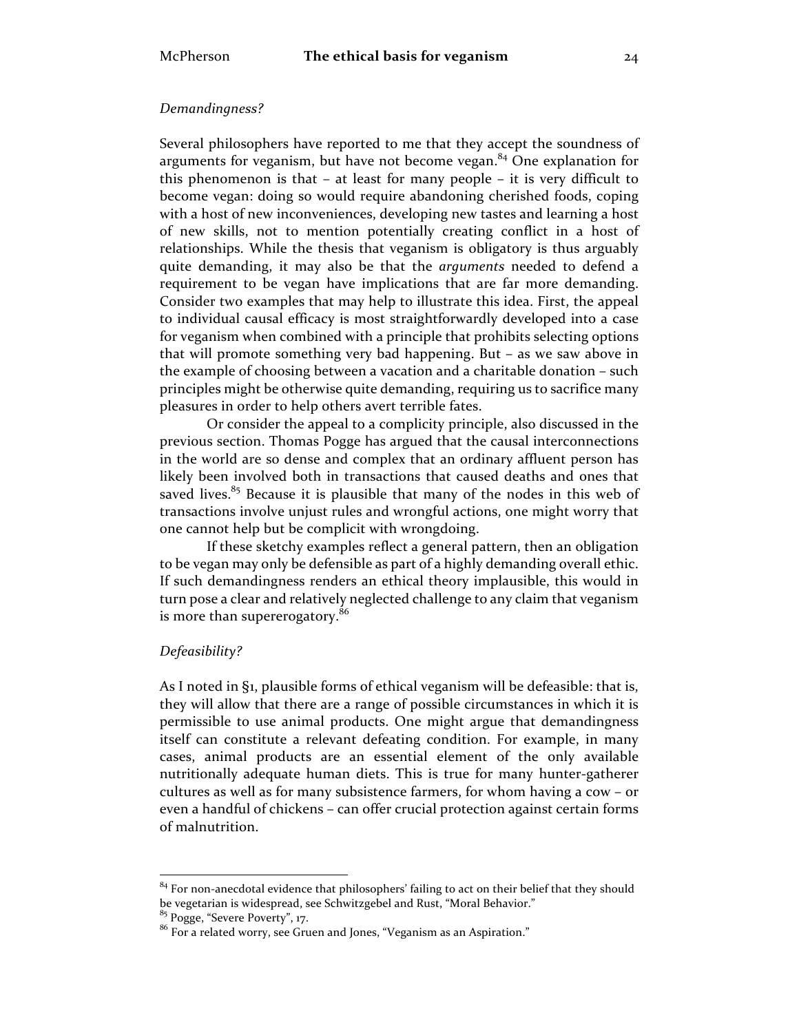*Demandingness?*

Several philosophers have reported to me that they accept the soundness of arguments for veganism, but have not become vegan.[84] One explanation for this phenomenon is that – at least for many people – it is very difficult to become vegan: doing so would require abandoning cherished foods, coping with a host of new inconveniences, developing new tastes and learning a host of new skills, not to mention potentially creating conflict in a host of relationships. While the thesis that veganism is obligatory is thus arguably quite demanding, it may also be that the *arguments* needed to defend a requirement to be vegan have implications that are far more demanding. Consider two examples that may help to illustrate this idea. First, the appeal to individual causal efficacy is most straightforwardly developed into a case for veganism when combined with a principle that prohibits selecting options that will promote something very bad happening. But – as we saw above in the example of choosing between a vacation and a charitable donation – such principles might be otherwise quite demanding, requiring us to sacrifice many pleasures in order to help others avert terrible fates.

Or consider the appeal to a complicity principle, also discussed in the previous section. Thomas Pogge has argued that the causal interconnections in the world are so dense and complex that an ordinary affluent person has likely been involved both in transactions that caused deaths and ones that saved lives.[85] Because it is plausible that many of the nodes in this web of transactions involve unjust rules and wrongful actions, one might worry that one cannot help but be complicit with wrongdoing.

If these sketchy examples reflect a general pattern, then an obligation to be vegan may only be defensible as part of a highly demanding overall ethic. If such demandingness renders an ethical theory implausible, this would in turn pose a clear and relatively neglected challenge to any claim that veganism is more than supererogatory.[86]

*Defeasibility?*

As I noted in §1, plausible forms of ethical veganism will be defeasible: that is, they will allow that there are a range of possible circumstances in which it is permissible to use animal products. One might argue that demandingness itself can constitute a relevant defeating condition. For example, in many cases, animal products are an essential element of the only available nutritionally adequate human diets. This is true for many hunter-gatherer cultures as well as for many subsistence farmers, for whom having a cow – or even a handful of chickens – can offer crucial protection against certain forms of malnutrition.

---

[84] For non-anecdotal evidence that philosophers' failing to act on their belief that they should be vegetarian is widespread, see Schwitzgebel and Rust, "Moral Behavior."

[85] Pogge, "Severe Poverty", 17.

[86] For a related worry, see Gruen and Jones, "Veganism as an Aspiration."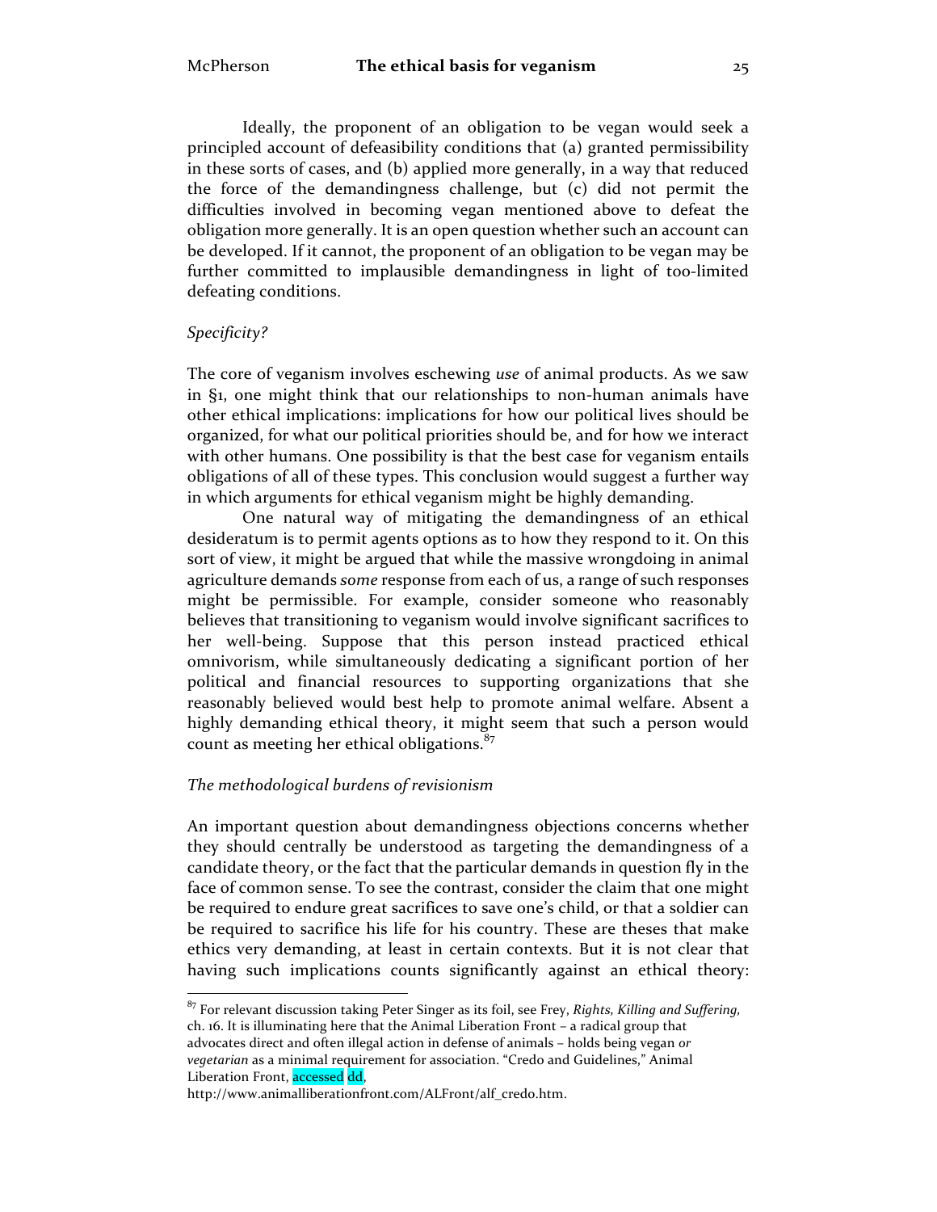Ideally, the proponent of an obligation to be vegan would seek a principled account of defeasibility conditions that (a) granted permissibility in these sorts of cases, and (b) applied more generally, in a way that reduced the force of the demandingness challenge, but (c) did not permit the difficulties involved in becoming vegan mentioned above to defeat the obligation more generally. It is an open question whether such an account can be developed. If it cannot, the proponent of an obligation to be vegan may be further committed to implausible demandingness in light of too-limited defeating conditions.

*Specificity?*

The core of veganism involves eschewing *use* of animal products. As we saw in §1, one might think that our relationships to non-human animals have other ethical implications: implications for how our political lives should be organized, for what our political priorities should be, and for how we interact with other humans. One possibility is that the best case for veganism entails obligations of all of these types. This conclusion would suggest a further way in which arguments for ethical veganism might be highly demanding.

One natural way of mitigating the demandingness of an ethical desideratum is to permit agents options as to how they respond to it. On this sort of view, it might be argued that while the massive wrongdoing in animal agriculture demands *some* response from each of us, a range of such responses might be permissible. For example, consider someone who reasonably believes that transitioning to veganism would involve significant sacrifices to her well-being. Suppose that this person instead practiced ethical omnivorism, while simultaneously dedicating a significant portion of her political and financial resources to supporting organizations that she reasonably believed would best help to promote animal welfare. Absent a highly demanding ethical theory, it might seem that such a person would count as meeting her ethical obligations.[87]

*The methodological burdens of revisionism*

An important question about demandingness objections concerns whether they should centrally be understood as targeting the demandingness of a candidate theory, or the fact that the particular demands in question fly in the face of common sense. To see the contrast, consider the claim that one might be required to endure great sacrifices to save one's child, or that a soldier can be required to sacrifice his life for his country. These are theses that make ethics very demanding, at least in certain contexts. But it is not clear that having such implications counts significantly against an ethical theory:

---

[87] For relevant discussion taking Peter Singer as its foil, see Frey, *Rights, Killing and Suffering*, ch. 16. It is illuminating here that the Animal Liberation Front – a radical group that advocates direct and often illegal action in defense of animals – holds being vegan *or vegetarian* as a minimal requirement for association. "Credo and Guidelines," Animal Liberation Front, accessed dd, http://www.animalliberationfront.com/ALFront/alf_credo.htm.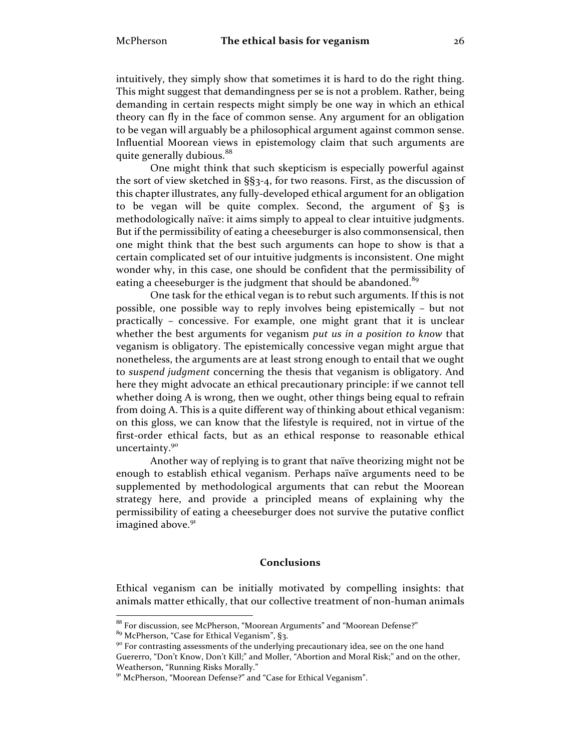intuitively, they simply show that sometimes it is hard to do the right thing. This might suggest that demandingness per se is not a problem. Rather, being demanding in certain respects might simply be one way in which an ethical theory can fly in the face of common sense. Any argument for an obligation to be vegan will arguably be a philosophical argument against common sense. Influential Moorean views in epistemology claim that such arguments are quite generally dubious.[88]

One might think that such skepticism is especially powerful against the sort of view sketched in §§3-4, for two reasons. First, as the discussion of this chapter illustrates, any fully-developed ethical argument for an obligation to be vegan will be quite complex. Second, the argument of §3 is methodologically naïve: it aims simply to appeal to clear intuitive judgments. But if the permissibility of eating a cheeseburger is also commonsensical, then one might think that the best such arguments can hope to show is that a certain complicated set of our intuitive judgments is inconsistent. One might wonder why, in this case, one should be confident that the permissibility of eating a cheeseburger is the judgment that should be abandoned.[89]

One task for the ethical vegan is to rebut such arguments. If this is not possible, one possible way to reply involves being epistemically – but not practically – concessive. For example, one might grant that it is unclear whether the best arguments for veganism *put us in a position to know* that veganism is obligatory. The epistemically concessive vegan might argue that nonetheless, the arguments are at least strong enough to entail that we ought to *suspend judgment* concerning the thesis that veganism is obligatory. And here they might advocate an ethical precautionary principle: if we cannot tell whether doing A is wrong, then we ought, other things being equal to refrain from doing A. This is a quite different way of thinking about ethical veganism: on this gloss, we can know that the lifestyle is required, not in virtue of the first-order ethical facts, but as an ethical response to reasonable ethical uncertainty.[90]

Another way of replying is to grant that naïve theorizing might not be enough to establish ethical veganism. Perhaps naïve arguments need to be supplemented by methodological arguments that can rebut the Moorean strategy here, and provide a principled means of explaining why the permissibility of eating a cheeseburger does not survive the putative conflict imagined above.[91]

## Conclusions

Ethical veganism can be initially motivated by compelling insights: that animals matter ethically, that our collective treatment of non-human animals

---

[88] For discussion, see McPherson, "Moorean Arguments" and "Moorean Defense?"

[89] McPherson, "Case for Ethical Veganism", §3.

[90] For contrasting assessments of the underlying precautionary idea, see on the one hand Guererro, "Don't Know, Don't Kill;" and Moller, "Abortion and Moral Risk;" and on the other, Weatherson, "Running Risks Morally."

[91] McPherson, "Moorean Defense?" and "Case for Ethical Veganism".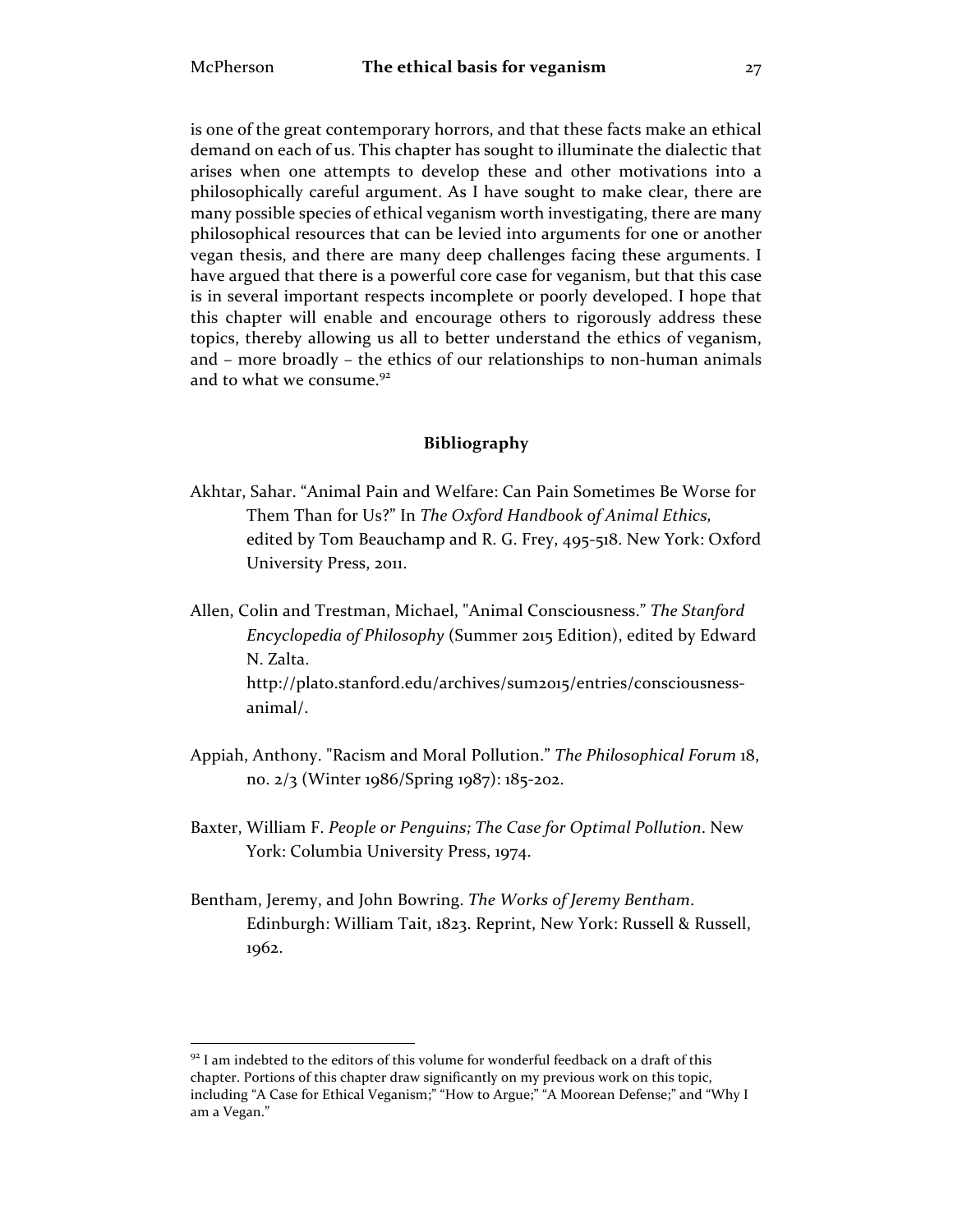is one of the great contemporary horrors, and that these facts make an ethical demand on each of us. This chapter has sought to illuminate the dialectic that arises when one attempts to develop these and other motivations into a philosophically careful argument. As I have sought to make clear, there are many possible species of ethical veganism worth investigating, there are many philosophical resources that can be levied into arguments for one or another vegan thesis, and there are many deep challenges facing these arguments. I have argued that there is a powerful core case for veganism, but that this case is in several important respects incomplete or poorly developed. I hope that this chapter will enable and encourage others to rigorously address these topics, thereby allowing us all to better understand the ethics of veganism, and – more broadly – the ethics of our relationships to non-human animals and to what we consume.[92]

## Bibliography

Akhtar, Sahar. "Animal Pain and Welfare: Can Pain Sometimes Be Worse for Them Than for Us?" In *The Oxford Handbook of Animal Ethics,* edited by Tom Beauchamp and R. G. Frey, 495-518. New York: Oxford University Press, 2011.

Allen, Colin and Trestman, Michael, "Animal Consciousness." *The Stanford Encyclopedia of Philosophy* (Summer 2015 Edition), edited by Edward N. Zalta. http://plato.stanford.edu/archives/sum2015/entries/consciousness-animal/.

Appiah, Anthony. "Racism and Moral Pollution." *The Philosophical Forum* 18, no. 2/3 (Winter 1986/Spring 1987): 185-202.

Baxter, William F. *People or Penguins; The Case for Optimal Pollution*. New York: Columbia University Press, 1974.

Bentham, Jeremy, and John Bowring. *The Works of Jeremy Bentham*. Edinburgh: William Tait, 1823. Reprint, New York: Russell & Russell, 1962.

[92] I am indebted to the editors of this volume for wonderful feedback on a draft of this chapter. Portions of this chapter draw significantly on my previous work on this topic, including "A Case for Ethical Veganism;" "How to Argue;" "A Moorean Defense;" and "Why I am a Vegan."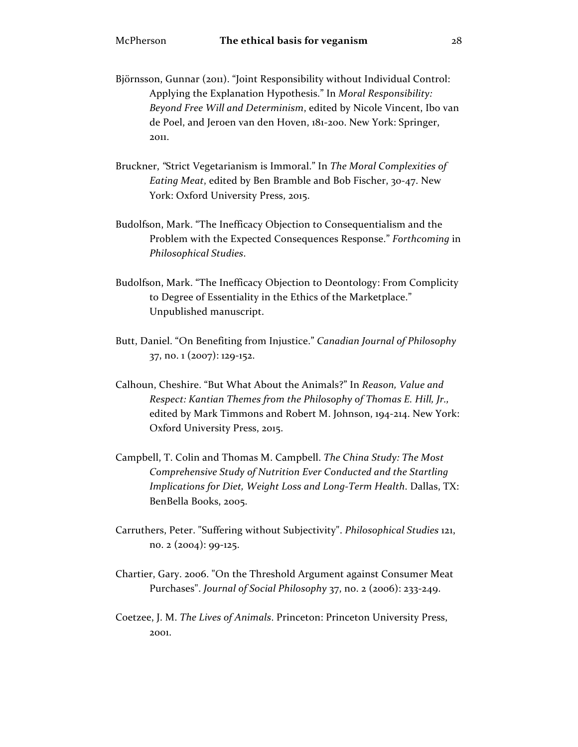Björnsson, Gunnar (2011). "Joint Responsibility without Individual Control: Applying the Explanation Hypothesis." In *Moral Responsibility: Beyond Free Will and Determinism*, edited by Nicole Vincent, Ibo van de Poel, and Jeroen van den Hoven, 181-200. New York: Springer, 2011.

Bruckner, "Strict Vegetarianism is Immoral." In *The Moral Complexities of Eating Meat*, edited by Ben Bramble and Bob Fischer, 30-47. New York: Oxford University Press, 2015.

Budolfson, Mark. "The Inefficacy Objection to Consequentialism and the Problem with the Expected Consequences Response." *Forthcoming* in *Philosophical Studies*.

Budolfson, Mark. "The Inefficacy Objection to Deontology: From Complicity to Degree of Essentiality in the Ethics of the Marketplace." Unpublished manuscript.

Butt, Daniel. "On Benefiting from Injustice." *Canadian Journal of Philosophy* 37, no. 1 (2007): 129-152.

Calhoun, Cheshire. "But What About the Animals?" In *Reason, Value and Respect: Kantian Themes from the Philosophy of Thomas E. Hill, Jr.,* edited by Mark Timmons and Robert M. Johnson, 194-214. New York: Oxford University Press, 2015.

Campbell, T. Colin and Thomas M. Campbell. *The China Study: The Most Comprehensive Study of Nutrition Ever Conducted and the Startling Implications for Diet, Weight Loss and Long-Term Health*. Dallas, TX: BenBella Books, 2005.

Carruthers, Peter. "Suffering without Subjectivity". *Philosophical Studies* 121, no. 2 (2004): 99-125.

Chartier, Gary. 2006. "On the Threshold Argument against Consumer Meat Purchases". *Journal of Social Philosophy* 37, no. 2 (2006): 233-249.

Coetzee, J. M. *The Lives of Animals*. Princeton: Princeton University Press, 2001.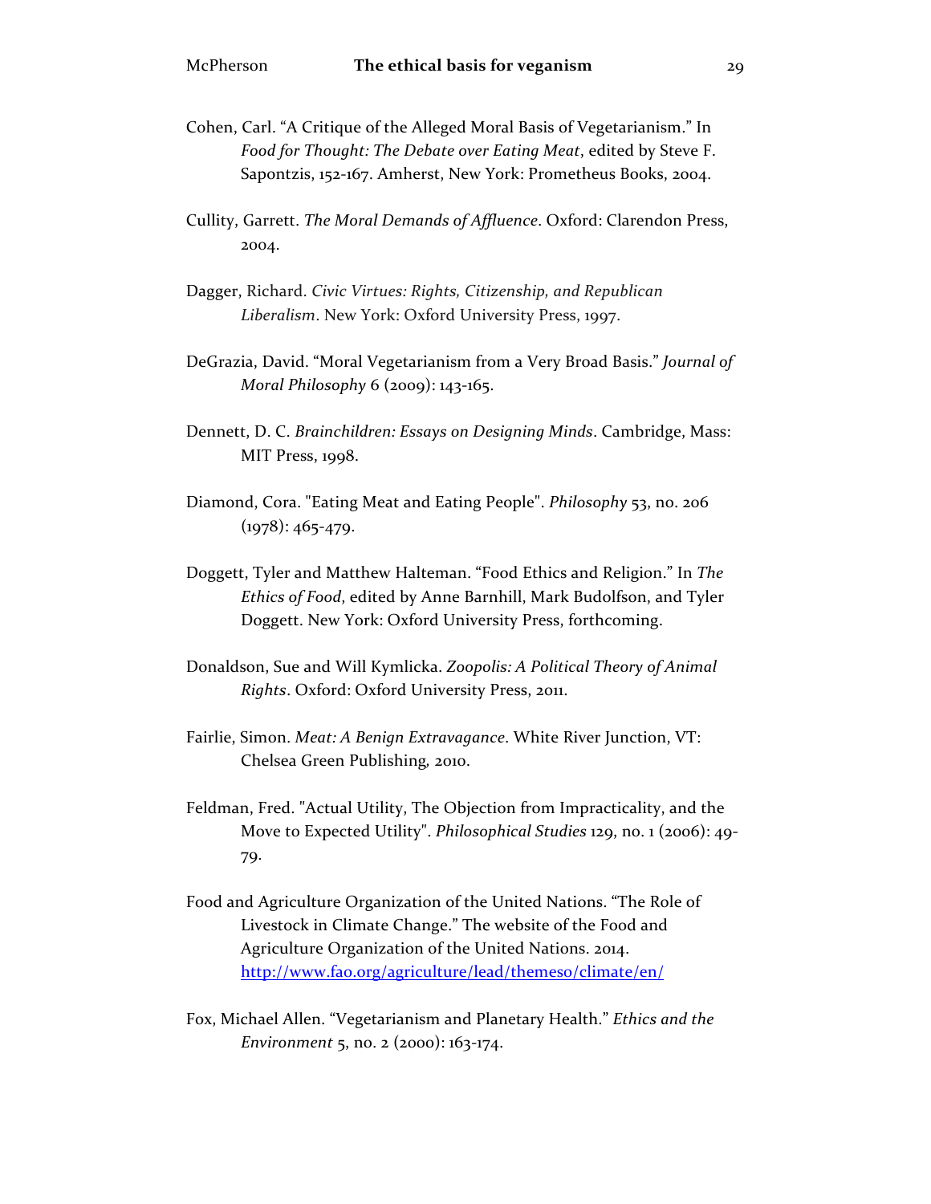Cohen, Carl. “A Critique of the Alleged Moral Basis of Vegetarianism.” In *Food for Thought: The Debate over Eating Meat*, edited by Steve F. Sapontzis, 152-167. Amherst, New York: Prometheus Books, 2004.

Cullity, Garrett. *The Moral Demands of Affluence*. Oxford: Clarendon Press, 2004.

Dagger, Richard. *Civic Virtues: Rights, Citizenship, and Republican Liberalism*. New York: Oxford University Press, 1997.

DeGrazia, David. “Moral Vegetarianism from a Very Broad Basis.” *Journal of Moral Philosophy* 6 (2009): 143-165.

Dennett, D. C. *Brainchildren: Essays on Designing Minds*. Cambridge, Mass: MIT Press, 1998.

Diamond, Cora. "Eating Meat and Eating People". *Philosophy* 53, no. 206 (1978): 465-479.

Doggett, Tyler and Matthew Halteman. “Food Ethics and Religion.” In *The Ethics of Food*, edited by Anne Barnhill, Mark Budolfson, and Tyler Doggett. New York: Oxford University Press, forthcoming.

Donaldson, Sue and Will Kymlicka. *Zoopolis: A Political Theory of Animal Rights*. Oxford: Oxford University Press, 2011.

Fairlie, Simon. *Meat: A Benign Extravagance*. White River Junction, VT: Chelsea Green Publishing, 2010.

Feldman, Fred. "Actual Utility, The Objection from Impracticality, and the Move to Expected Utility". *Philosophical Studies* 129, no. 1 (2006): 49-79.

Food and Agriculture Organization of the United Nations. “The Role of Livestock in Climate Change.” The website of the Food and Agriculture Organization of the United Nations. 2014. http://www.fao.org/agriculture/lead/themes0/climate/en/

Fox, Michael Allen. “Vegetarianism and Planetary Health.” *Ethics and the Environment* 5, no. 2 (2000): 163-174.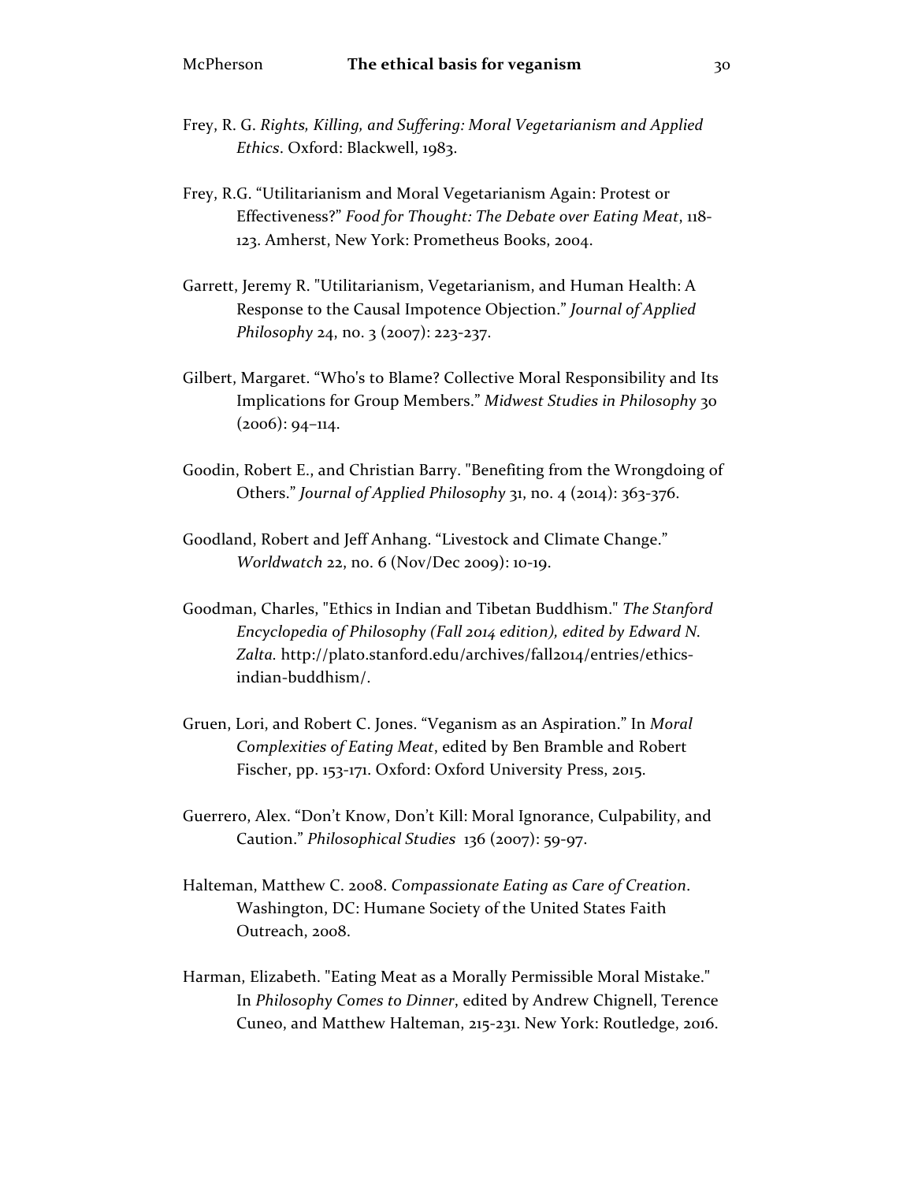Frey, R. G. *Rights, Killing, and Suffering: Moral Vegetarianism and Applied Ethics*. Oxford: Blackwell, 1983.

Frey, R.G. "Utilitarianism and Moral Vegetarianism Again: Protest or Effectiveness?" *Food for Thought: The Debate over Eating Meat*, 118-123. Amherst, New York: Prometheus Books, 2004.

Garrett, Jeremy R. "Utilitarianism, Vegetarianism, and Human Health: A Response to the Causal Impotence Objection." *Journal of Applied Philosophy* 24, no. 3 (2007): 223-237.

Gilbert, Margaret. "Who's to Blame? Collective Moral Responsibility and Its Implications for Group Members." *Midwest Studies in Philosophy* 30 (2006): 94–114.

Goodin, Robert E., and Christian Barry. "Benefiting from the Wrongdoing of Others." *Journal of Applied Philosophy* 31, no. 4 (2014): 363-376.

Goodland, Robert and Jeff Anhang. "Livestock and Climate Change." *Worldwatch* 22, no. 6 (Nov/Dec 2009): 10-19.

Goodman, Charles, "Ethics in Indian and Tibetan Buddhism." *The Stanford Encyclopedia of Philosophy (Fall 2014 edition), edited by Edward N. Zalta.* http://plato.stanford.edu/archives/fall2014/entries/ethics-indian-buddhism/.

Gruen, Lori, and Robert C. Jones. "Veganism as an Aspiration." In *Moral Complexities of Eating Meat*, edited by Ben Bramble and Robert Fischer, pp. 153-171. Oxford: Oxford University Press, 2015.

Guerrero, Alex. "Don't Know, Don't Kill: Moral Ignorance, Culpability, and Caution." *Philosophical Studies* 136 (2007): 59-97.

Halteman, Matthew C. 2008. *Compassionate Eating as Care of Creation*. Washington, DC: Humane Society of the United States Faith Outreach, 2008.

Harman, Elizabeth. "Eating Meat as a Morally Permissible Moral Mistake." In *Philosophy Comes to Dinner*, edited by Andrew Chignell, Terence Cuneo, and Matthew Halteman, 215-231. New York: Routledge, 2016.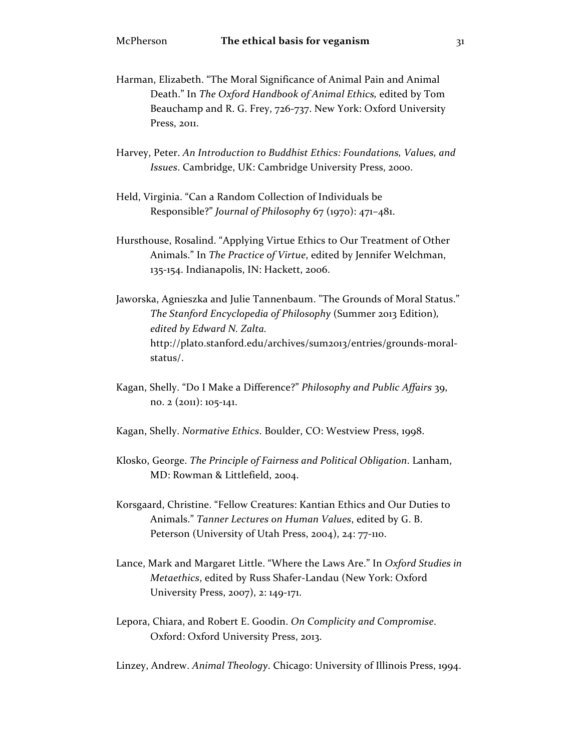Harman, Elizabeth. "The Moral Significance of Animal Pain and Animal Death." In *The Oxford Handbook of Animal Ethics,* edited by Tom Beauchamp and R. G. Frey, 726-737. New York: Oxford University Press, 2011.

Harvey, Peter. *An Introduction to Buddhist Ethics: Foundations, Values, and Issues*. Cambridge, UK: Cambridge University Press, 2000.

Held, Virginia. "Can a Random Collection of Individuals be Responsible?" *Journal of Philosophy* 67 (1970): 471–481.

Hursthouse, Rosalind. "Applying Virtue Ethics to Our Treatment of Other Animals." In *The Practice of Virtue,* edited by Jennifer Welchman, 135-154. Indianapolis, IN: Hackett, 2006.

Jaworska, Agnieszka and Julie Tannenbaum. "The Grounds of Moral Status." *The Stanford Encyclopedia of Philosophy* (Summer 2013 Edition), *edited by Edward N. Zalta.* http://plato.stanford.edu/archives/sum2013/entries/grounds-moral-status/.

Kagan, Shelly. "Do I Make a Difference?" *Philosophy and Public Affairs* 39, no. 2 (2011): 105-141.

Kagan, Shelly. *Normative Ethics*. Boulder, CO: Westview Press, 1998.

Klosko, George. *The Principle of Fairness and Political Obligation*. Lanham, MD: Rowman & Littlefield, 2004.

Korsgaard, Christine. "Fellow Creatures: Kantian Ethics and Our Duties to Animals." *Tanner Lectures on Human Values*, edited by G. B. Peterson (University of Utah Press, 2004), 24: 77-110.

Lance, Mark and Margaret Little. "Where the Laws Are." In *Oxford Studies in Metaethics*, edited by Russ Shafer-Landau (New York: Oxford University Press, 2007), 2: 149-171.

Lepora, Chiara, and Robert E. Goodin. *On Complicity and Compromise*. Oxford: Oxford University Press, 2013.

Linzey, Andrew. *Animal Theology*. Chicago: University of Illinois Press, 1994.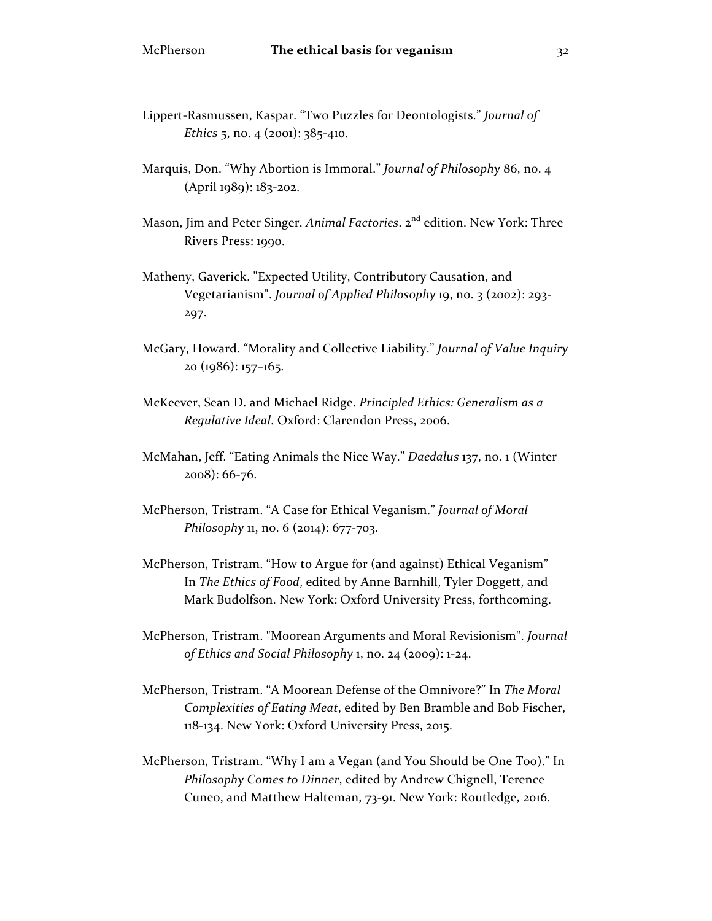Lippert-Rasmussen, Kaspar. "Two Puzzles for Deontologists." *Journal of Ethics* 5, no. 4 (2001): 385-410.

Marquis, Don. "Why Abortion is Immoral." *Journal of Philosophy* 86, no. 4 (April 1989): 183-202.

Mason, Jim and Peter Singer. *Animal Factories*. 2nd edition. New York: Three Rivers Press: 1990.

Matheny, Gaverick. "Expected Utility, Contributory Causation, and Vegetarianism". *Journal of Applied Philosophy* 19, no. 3 (2002): 293-297.

McGary, Howard. "Morality and Collective Liability." *Journal of Value Inquiry* 20 (1986): 157–165.

McKeever, Sean D. and Michael Ridge. *Principled Ethics: Generalism as a Regulative Ideal*. Oxford: Clarendon Press, 2006.

McMahan, Jeff. "Eating Animals the Nice Way." *Daedalus* 137, no. 1 (Winter 2008): 66-76.

McPherson, Tristram. "A Case for Ethical Veganism." *Journal of Moral Philosophy* 11, no. 6 (2014): 677-703.

McPherson, Tristram. "How to Argue for (and against) Ethical Veganism" In *The Ethics of Food*, edited by Anne Barnhill, Tyler Doggett, and Mark Budolfson. New York: Oxford University Press, forthcoming.

McPherson, Tristram. "Moorean Arguments and Moral Revisionism". *Journal of Ethics and Social Philosophy* 1, no. 24 (2009): 1-24.

McPherson, Tristram. "A Moorean Defense of the Omnivore?" In *The Moral Complexities of Eating Meat*, edited by Ben Bramble and Bob Fischer, 118-134. New York: Oxford University Press, 2015.

McPherson, Tristram. "Why I am a Vegan (and You Should be One Too)." In *Philosophy Comes to Dinner*, edited by Andrew Chignell, Terence Cuneo, and Matthew Halteman, 73-91. New York: Routledge, 2016.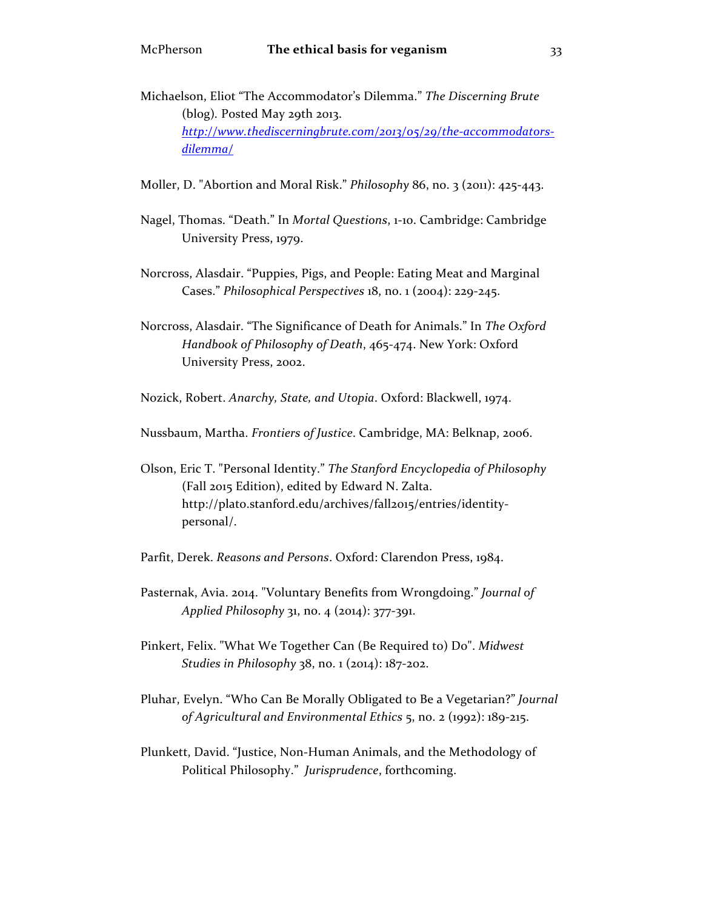Michaelson, Eliot "The Accommodator's Dilemma." *The Discerning Brute* (blog). Posted May 29th 2013. [http://www.thediscerningbrute.com/2013/05/29/the-accommodators-dilemma/](http://www.thediscerningbrute.com/2013/05/29/the-accommodators-dilemma/)

Moller, D. "Abortion and Moral Risk." *Philosophy* 86, no. 3 (2011): 425-443.

Nagel, Thomas. "Death." In *Mortal Questions*, 1-10. Cambridge: Cambridge University Press, 1979.

Norcross, Alasdair. "Puppies, Pigs, and People: Eating Meat and Marginal Cases." *Philosophical Perspectives* 18, no. 1 (2004): 229-245.

Norcross, Alasdair. "The Significance of Death for Animals." In *The Oxford Handbook of Philosophy of Death*, 465-474. New York: Oxford University Press, 2002.

Nozick, Robert. *Anarchy, State, and Utopia*. Oxford: Blackwell, 1974.

Nussbaum, Martha. *Frontiers of Justice*. Cambridge, MA: Belknap, 2006.

Olson, Eric T. "Personal Identity." *The Stanford Encyclopedia of Philosophy* (Fall 2015 Edition), edited by Edward N. Zalta. http://plato.stanford.edu/archives/fall2015/entries/identity-personal/.

Parfit, Derek. *Reasons and Persons*. Oxford: Clarendon Press, 1984.

Pasternak, Avia. 2014. "Voluntary Benefits from Wrongdoing." *Journal of Applied Philosophy* 31, no. 4 (2014): 377-391.

Pinkert, Felix. "What We Together Can (Be Required to) Do". *Midwest Studies in Philosophy* 38, no. 1 (2014): 187-202.

Pluhar, Evelyn. "Who Can Be Morally Obligated to Be a Vegetarian?" *Journal of Agricultural and Environmental Ethics* 5, no. 2 (1992): 189-215.

Plunkett, David. "Justice, Non-Human Animals, and the Methodology of Political Philosophy." *Jurisprudence*, forthcoming.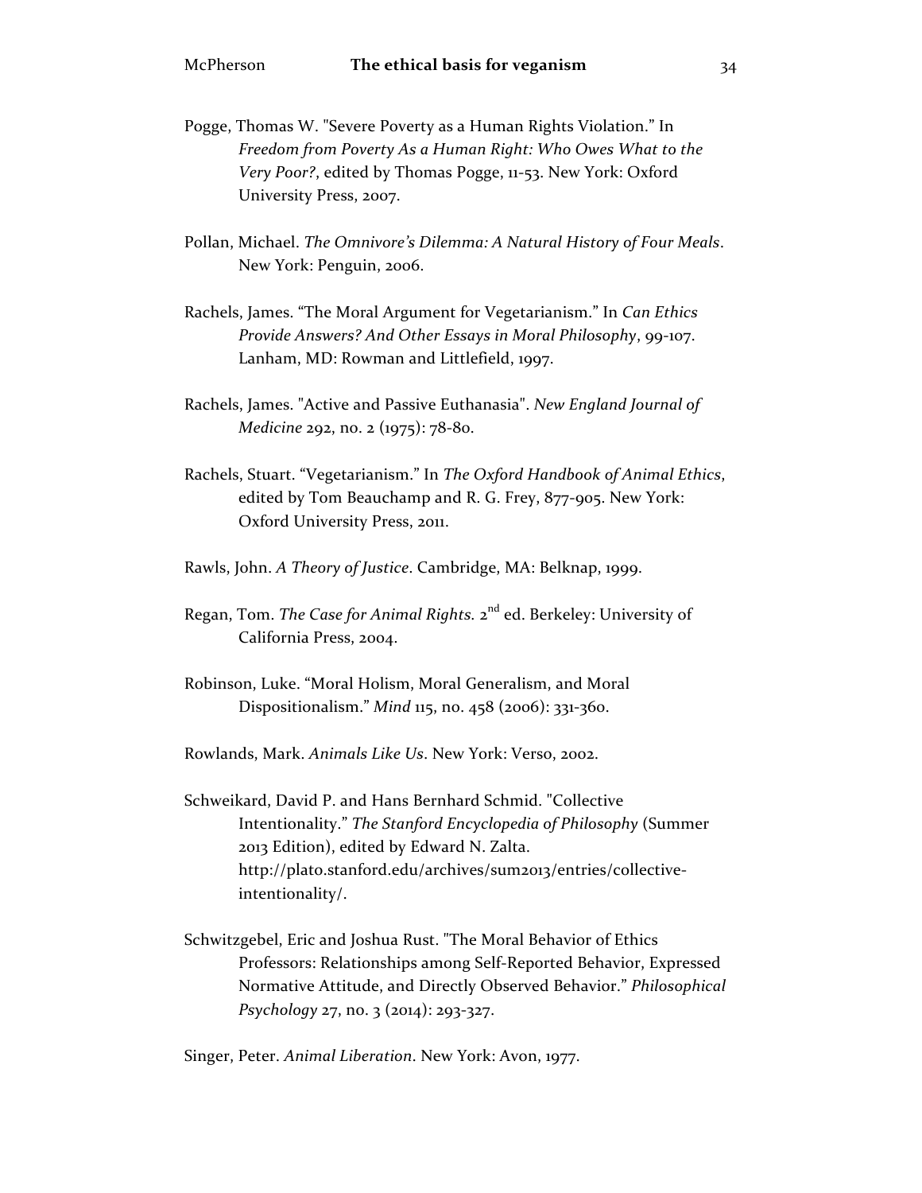Pogge, Thomas W. "Severe Poverty as a Human Rights Violation." In *Freedom from Poverty As a Human Right: Who Owes What to the Very Poor?*, edited by Thomas Pogge, 11-53. New York: Oxford University Press, 2007.

Pollan, Michael. *The Omnivore's Dilemma: A Natural History of Four Meals*. New York: Penguin, 2006.

Rachels, James. "The Moral Argument for Vegetarianism." In *Can Ethics Provide Answers? And Other Essays in Moral Philosophy*, 99-107. Lanham, MD: Rowman and Littlefield, 1997.

Rachels, James. "Active and Passive Euthanasia". *New England Journal of Medicine* 292, no. 2 (1975): 78-80.

Rachels, Stuart. "Vegetarianism." In *The Oxford Handbook of Animal Ethics*, edited by Tom Beauchamp and R. G. Frey, 877-905. New York: Oxford University Press, 2011.

Rawls, John. *A Theory of Justice*. Cambridge, MA: Belknap, 1999.

Regan, Tom. *The Case for Animal Rights.* 2nd ed. Berkeley: University of California Press, 2004.

Robinson, Luke. "Moral Holism, Moral Generalism, and Moral Dispositionalism." *Mind* 115, no. 458 (2006): 331-360.

Rowlands, Mark. *Animals Like Us*. New York: Verso, 2002.

Schweikard, David P. and Hans Bernhard Schmid. "Collective Intentionality." *The Stanford Encyclopedia of Philosophy* (Summer 2013 Edition), edited by Edward N. Zalta. http://plato.stanford.edu/archives/sum2013/entries/collective-intentionality/.

Schwitzgebel, Eric and Joshua Rust. "The Moral Behavior of Ethics Professors: Relationships among Self-Reported Behavior, Expressed Normative Attitude, and Directly Observed Behavior." *Philosophical Psychology* 27, no. 3 (2014): 293-327.

Singer, Peter. *Animal Liberation*. New York: Avon, 1977.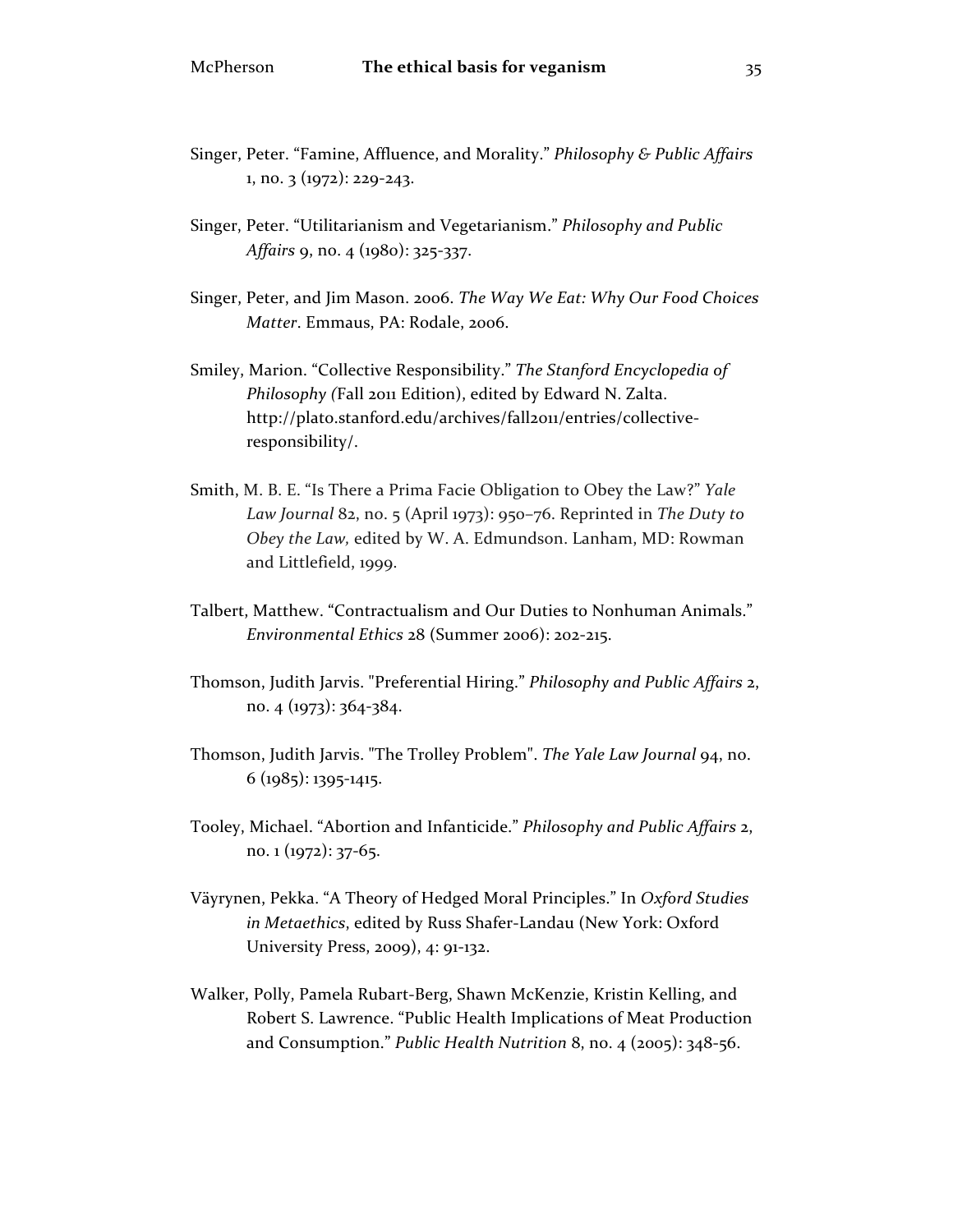Singer, Peter. “Famine, Affluence, and Morality.” *Philosophy & Public Affairs* 1, no. 3 (1972): 229-243.

Singer, Peter. “Utilitarianism and Vegetarianism.” *Philosophy and Public Affairs* 9, no. 4 (1980): 325-337.

Singer, Peter, and Jim Mason. 2006. *The Way We Eat: Why Our Food Choices Matter*. Emmaus, PA: Rodale, 2006.

Smiley, Marion. “Collective Responsibility.” *The Stanford Encyclopedia of Philosophy (*Fall 2011 Edition), edited by Edward N. Zalta. http://plato.stanford.edu/archives/fall2011/entries/collective-responsibility/.

Smith, M. B. E. “Is There a Prima Facie Obligation to Obey the Law?” *Yale Law Journal* 82, no. 5 (April 1973): 950–76. Reprinted in *The Duty to Obey the Law,* edited by W. A. Edmundson. Lanham, MD: Rowman and Littlefield, 1999.

Talbert, Matthew. “Contractualism and Our Duties to Nonhuman Animals.” *Environmental Ethics* 28 (Summer 2006): 202-215.

Thomson, Judith Jarvis. "Preferential Hiring.” *Philosophy and Public Affairs* 2, no. 4 (1973): 364-384.

Thomson, Judith Jarvis. "The Trolley Problem". *The Yale Law Journal* 94, no. 6 (1985): 1395-1415.

Tooley, Michael. “Abortion and Infanticide.” *Philosophy and Public Affairs* 2, no. 1 (1972): 37-65.

Väyrynen, Pekka. “A Theory of Hedged Moral Principles.” In *Oxford Studies in Metaethics*, edited by Russ Shafer-Landau (New York: Oxford University Press, 2009), 4: 91-132.

Walker, Polly, Pamela Rubart-Berg, Shawn McKenzie, Kristin Kelling, and Robert S. Lawrence. “Public Health Implications of Meat Production and Consumption.” *Public Health Nutrition* 8, no. 4 (2005): 348-56.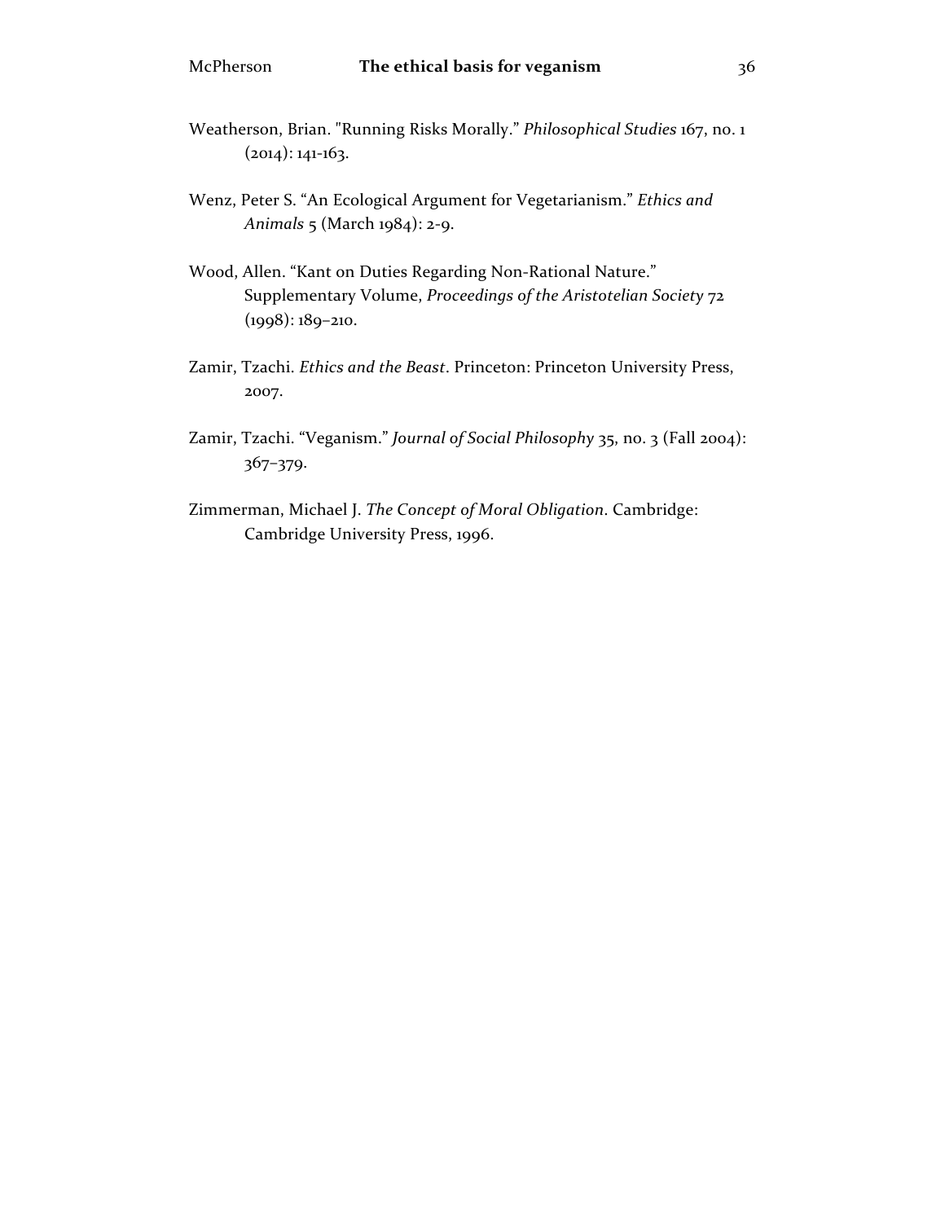Weatherson, Brian. "Running Risks Morally." *Philosophical Studies* 167, no. 1 (2014): 141-163.

Wenz, Peter S. "An Ecological Argument for Vegetarianism." *Ethics and Animals* 5 (March 1984): 2-9.

Wood, Allen. "Kant on Duties Regarding Non-Rational Nature." Supplementary Volume, *Proceedings of the Aristotelian Society* 72 (1998): 189–210.

Zamir, Tzachi. *Ethics and the Beast*. Princeton: Princeton University Press, 2007.

Zamir, Tzachi. "Veganism." *Journal of Social Philosophy* 35, no. 3 (Fall 2004): 367–379.

Zimmerman, Michael J. *The Concept of Moral Obligation*. Cambridge: Cambridge University Press, 1996.